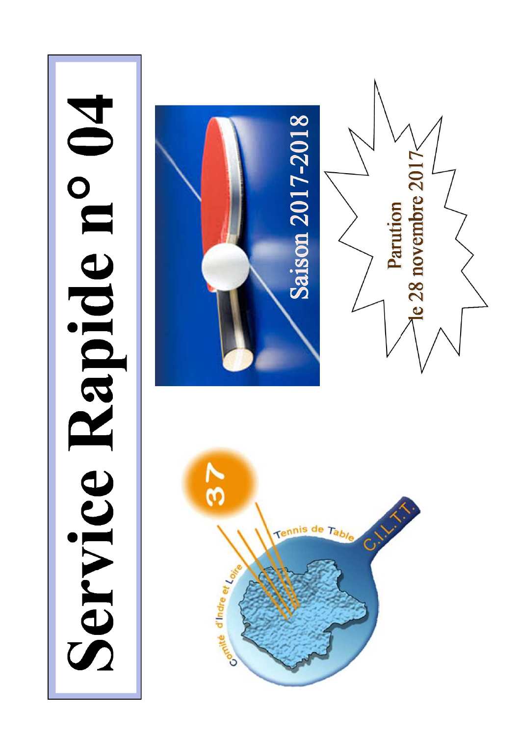# Service Rapide n° 04

Saison 2017-2018

Parution le 28 novembre 2017

Comité d'Indre et Loire Tennis de Table C.I.L.T.T. 37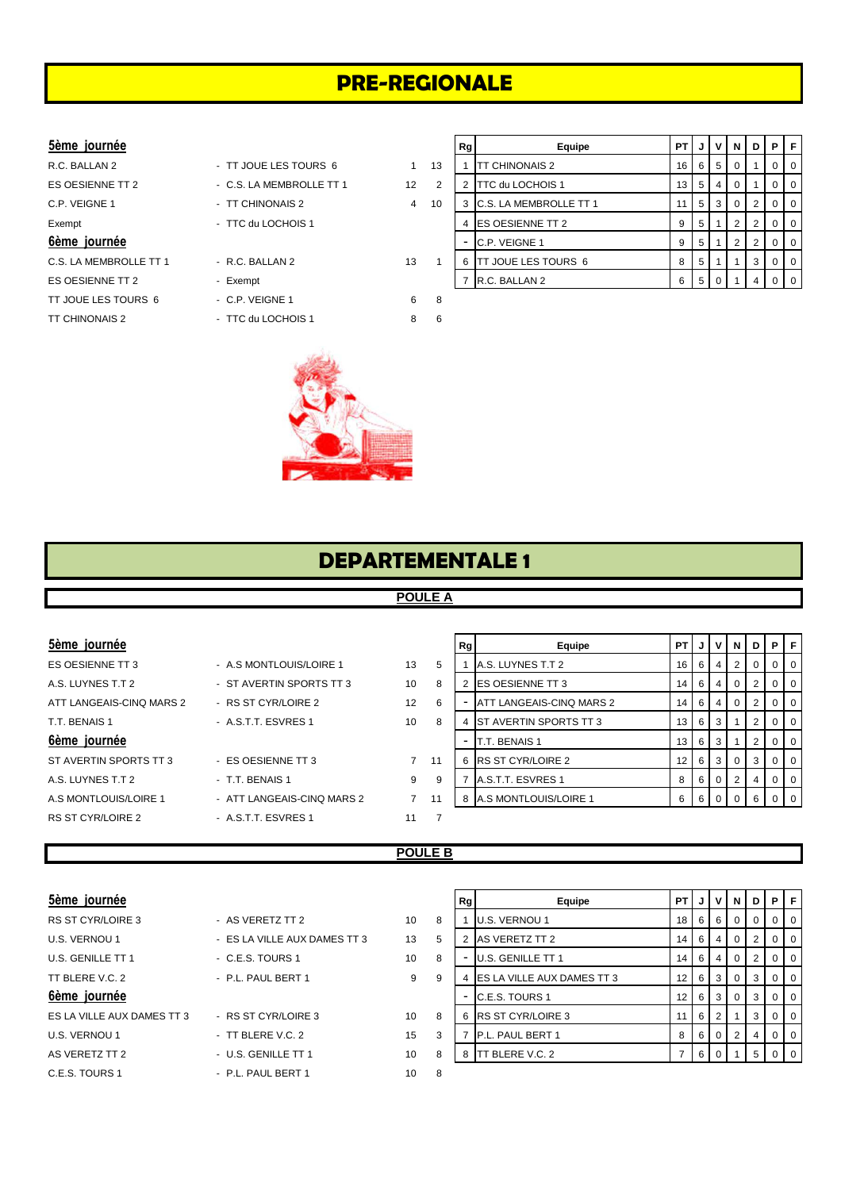# PRE-REGIONALE

**5ème journée**

| | | | |
|---|---|---|---|
| R.C. BALLAN 2 | - TT JOUE LES TOURS 6 | 1 | 13 |
| ES OESIENNE TT 2 | - C.S. LA MEMBROLLE TT 1 | 12 | 2 |
| C.P. VEIGNE 1 | - TT CHINONAIS 2 | 4 | 10 |
| Exempt | - TTC du LOCHOIS 1 | | |

**6ème journée**

| | | | |
|---|---|---|---|
| C.S. LA MEMBROLLE TT 1 | - R.C. BALLAN 2 | 13 | 1 |
| ES OESIENNE TT 2 | - Exempt | | |
| TT JOUE LES TOURS 6 | - C.P. VEIGNE 1 | 6 | 8 |
| TT CHINONAIS 2 | - TTC du LOCHOIS 1 | 8 | 6 |

| Rg | Equipe | PT | J | V | N | D | P | F |
|---|---|---|---|---|---|---|---|---|
| 1 | TT CHINONAIS 2 | 16 | 6 | 5 | 0 | 1 | 0 | 0 |
| 2 | TTC du LOCHOIS 1 | 13 | 5 | 4 | 0 | 1 | 0 | 0 |
| 3 | C.S. LA MEMBROLLE TT 1 | 11 | 5 | 3 | 0 | 2 | 0 | 0 |
| 4 | ES OESIENNE TT 2 | 9 | 5 | 1 | 2 | 2 | 0 | 0 |
| - | C.P. VEIGNE 1 | 9 | 5 | 1 | 2 | 2 | 0 | 0 |
| 6 | TT JOUE LES TOURS 6 | 8 | 5 | 1 | 1 | 3 | 0 | 0 |
| 7 | R.C. BALLAN 2 | 6 | 5 | 0 | 1 | 4 | 0 | 0 |

# DEPARTEMENTALE 1

## POULE A

**5ème journée**

| | | | |
|---|---|---|---|
| ES OESIENNE TT 3 | - A.S MONTLOUIS/LOIRE 1 | 13 | 5 |
| A.S. LUYNES T.T 2 | - ST AVERTIN SPORTS TT 3 | 10 | 8 |
| ATT LANGEAIS-CINQ MARS 2 | - RS ST CYR/LOIRE 2 | 12 | 6 |
| T.T. BENAIS 1 | - A.S.T.T. ESVRES 1 | 10 | 8 |

**6ème journée**

| | | | |
|---|---|---|---|
| ST AVERTIN SPORTS TT 3 | - ES OESIENNE TT 3 | 7 | 11 |
| A.S. LUYNES T.T 2 | - T.T. BENAIS 1 | 9 | 9 |
| A.S MONTLOUIS/LOIRE 1 | - ATT LANGEAIS-CINQ MARS 2 | 7 | 11 |
| RS ST CYR/LOIRE 2 | - A.S.T.T. ESVRES 1 | 11 | 7 |

| Rg | Equipe | PT | J | V | N | D | P | F |
|---|---|---|---|---|---|---|---|---|
| 1 | A.S. LUYNES T.T 2 | 16 | 6 | 4 | 2 | 0 | 0 | 0 |
| 2 | ES OESIENNE TT 3 | 14 | 6 | 4 | 0 | 2 | 0 | 0 |
| - | ATT LANGEAIS-CINQ MARS 2 | 14 | 6 | 4 | 0 | 2 | 0 | 0 |
| 4 | ST AVERTIN SPORTS TT 3 | 13 | 6 | 3 | 1 | 2 | 0 | 0 |
| - | T.T. BENAIS 1 | 13 | 6 | 3 | 1 | 2 | 0 | 0 |
| 6 | RS ST CYR/LOIRE 2 | 12 | 6 | 3 | 0 | 3 | 0 | 0 |
| 7 | A.S.T.T. ESVRES 1 | 8 | 6 | 0 | 2 | 4 | 0 | 0 |
| 8 | A.S MONTLOUIS/LOIRE 1 | 6 | 6 | 0 | 0 | 6 | 0 | 0 |

## POULE B

**5ème journée**

| | | | |
|---|---|---|---|
| RS ST CYR/LOIRE 3 | - AS VERETZ TT 2 | 10 | 8 |
| U.S. VERNOU 1 | - ES LA VILLE AUX DAMES TT 3 | 13 | 5 |
| U.S. GENILLE TT 1 | - C.E.S. TOURS 1 | 10 | 8 |
| TT BLERE V.C. 2 | - P.L. PAUL BERT 1 | 9 | 9 |

**6ème journée**

| | | | |
|---|---|---|---|
| ES LA VILLE AUX DAMES TT 3 | - RS ST CYR/LOIRE 3 | 10 | 8 |
| U.S. VERNOU 1 | - TT BLERE V.C. 2 | 15 | 3 |
| AS VERETZ TT 2 | - U.S. GENILLE TT 1 | 10 | 8 |
| C.E.S. TOURS 1 | - P.L. PAUL BERT 1 | 10 | 8 |

| Rg | Equipe | PT | J | V | N | D | P | F |
|---|---|---|---|---|---|---|---|---|
| 1 | U.S. VERNOU 1 | 18 | 6 | 6 | 0 | 0 | 0 | 0 |
| 2 | AS VERETZ TT 2 | 14 | 6 | 4 | 0 | 2 | 0 | 0 |
| - | U.S. GENILLE TT 1 | 14 | 6 | 4 | 0 | 2 | 0 | 0 |
| 4 | ES LA VILLE AUX DAMES TT 3 | 12 | 6 | 3 | 0 | 3 | 0 | 0 |
| - | C.E.S. TOURS 1 | 12 | 6 | 3 | 0 | 3 | 0 | 0 |
| 6 | RS ST CYR/LOIRE 3 | 11 | 6 | 2 | 1 | 3 | 0 | 0 |
| 7 | P.L. PAUL BERT 1 | 8 | 6 | 0 | 2 | 4 | 0 | 0 |
| 8 | TT BLERE V.C. 2 | 7 | 6 | 0 | 1 | 5 | 0 | 0 |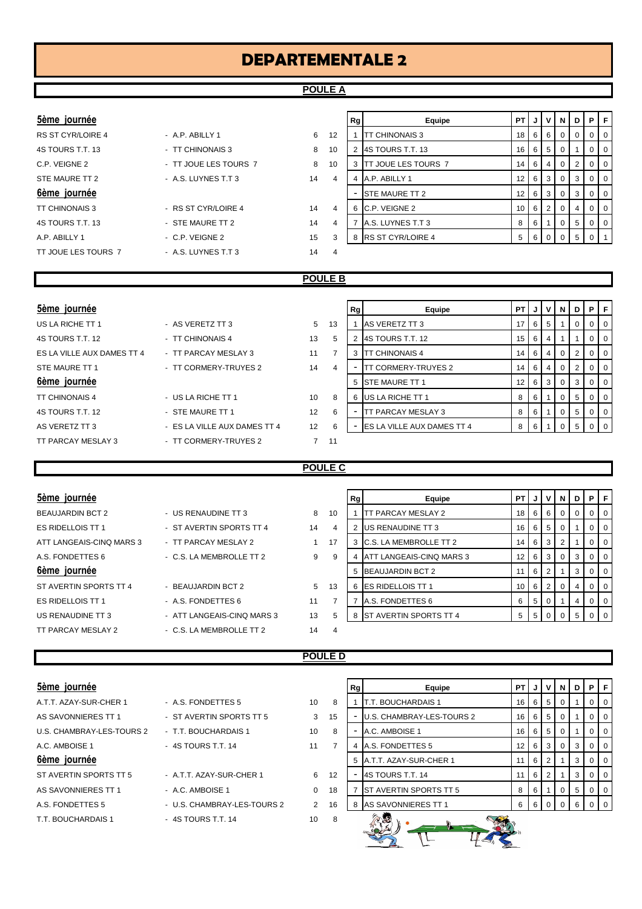# DEPARTEMENTALE 2

## POULE A

**5ème journée**

| | | | |
|---|---|---|---|
| RS ST CYR/LOIRE 4 | - A.P. ABILLY 1 | 6 | 12 |
| 4S TOURS T.T. 13 | - TT CHINONAIS 3 | 8 | 10 |
| C.P. VEIGNE 2 | - TT JOUE LES TOURS 7 | 8 | 10 |
| STE MAURE TT 2 | - A.S. LUYNES T.T 3 | 14 | 4 |

**6ème journée**

| | | | |
|---|---|---|---|
| TT CHINONAIS 3 | - RS ST CYR/LOIRE 4 | 14 | 4 |
| 4S TOURS T.T. 13 | - STE MAURE TT 2 | 14 | 4 |
| A.P. ABILLY 1 | - C.P. VEIGNE 2 | 15 | 3 |
| TT JOUE LES TOURS 7 | - A.S. LUYNES T.T 3 | 14 | 4 |

| Rg | Equipe | PT | J | V | N | D | P | F |
|---|---|---|---|---|---|---|---|---|
| 1 | TT CHINONAIS 3 | 18 | 6 | 6 | 0 | 0 | 0 | 0 |
| 2 | 4S TOURS T.T. 13 | 16 | 6 | 5 | 0 | 1 | 0 | 0 |
| 3 | TT JOUE LES TOURS 7 | 14 | 6 | 4 | 0 | 2 | 0 | 0 |
| 4 | A.P. ABILLY 1 | 12 | 6 | 3 | 0 | 3 | 0 | 0 |
| - | STE MAURE TT 2 | 12 | 6 | 3 | 0 | 3 | 0 | 0 |
| 6 | C.P. VEIGNE 2 | 10 | 6 | 2 | 0 | 4 | 0 | 0 |
| 7 | A.S. LUYNES T.T 3 | 8 | 6 | 1 | 0 | 5 | 0 | 0 |
| 8 | RS ST CYR/LOIRE 4 | 5 | 6 | 0 | 0 | 5 | 0 | 1 |

## POULE B

**5ème journée**

| | | | |
|---|---|---|---|
| US LA RICHE TT 1 | - AS VERETZ TT 3 | 5 | 13 |
| 4S TOURS T.T. 12 | - TT CHINONAIS 4 | 13 | 5 |
| ES LA VILLE AUX DAMES TT 4 | - TT PARCAY MESLAY 3 | 11 | 7 |
| STE MAURE TT 1 | - TT CORMERY-TRUYES 2 | 14 | 4 |

**6ème journée**

| | | | |
|---|---|---|---|
| TT CHINONAIS 4 | - US LA RICHE TT 1 | 10 | 8 |
| 4S TOURS T.T. 12 | - STE MAURE TT 1 | 12 | 6 |
| AS VERETZ TT 3 | - ES LA VILLE AUX DAMES TT 4 | 12 | 6 |
| TT PARCAY MESLAY 3 | - TT CORMERY-TRUYES 2 | 7 | 11 |

| Rg | Equipe | PT | J | V | N | D | P | F |
|---|---|---|---|---|---|---|---|---|
| 1 | AS VERETZ TT 3 | 17 | 6 | 5 | 1 | 0 | 0 | 0 |
| 2 | 4S TOURS T.T. 12 | 15 | 6 | 4 | 1 | 1 | 0 | 0 |
| 3 | TT CHINONAIS 4 | 14 | 6 | 4 | 0 | 2 | 0 | 0 |
| - | TT CORMERY-TRUYES 2 | 14 | 6 | 4 | 0 | 2 | 0 | 0 |
| 5 | STE MAURE TT 1 | 12 | 6 | 3 | 0 | 3 | 0 | 0 |
| 6 | US LA RICHE TT 1 | 8 | 6 | 1 | 0 | 5 | 0 | 0 |
| - | TT PARCAY MESLAY 3 | 8 | 6 | 1 | 0 | 5 | 0 | 0 |
| - | ES LA VILLE AUX DAMES TT 4 | 8 | 6 | 1 | 0 | 5 | 0 | 0 |

## POULE C

**5ème journée**

| | | | |
|---|---|---|---|
| BEAUJARDIN BCT 2 | - US RENAUDINE TT 3 | 8 | 10 |
| ES RIDELLOIS TT 1 | - ST AVERTIN SPORTS TT 4 | 14 | 4 |
| ATT LANGEAIS-CINQ MARS 3 | - TT PARCAY MESLAY 2 | 1 | 17 |
| A.S. FONDETTES 6 | - C.S. LA MEMBROLLE TT 2 | 9 | 9 |

**6ème journée**

| | | | |
|---|---|---|---|
| ST AVERTIN SPORTS TT 4 | - BEAUJARDIN BCT 2 | 5 | 13 |
| ES RIDELLOIS TT 1 | - A.S. FONDETTES 6 | 11 | 7 |
| US RENAUDINE TT 3 | - ATT LANGEAIS-CINQ MARS 3 | 13 | 5 |
| TT PARCAY MESLAY 2 | - C.S. LA MEMBROLLE TT 2 | 14 | 4 |

| Rg | Equipe | PT | J | V | N | D | P | F |
|---|---|---|---|---|---|---|---|---|
| 1 | TT PARCAY MESLAY 2 | 18 | 6 | 6 | 0 | 0 | 0 | 0 |
| 2 | US RENAUDINE TT 3 | 16 | 6 | 5 | 0 | 1 | 0 | 0 |
| 3 | C.S. LA MEMBROLLE TT 2 | 14 | 6 | 3 | 2 | 1 | 0 | 0 |
| 4 | ATT LANGEAIS-CINQ MARS 3 | 12 | 6 | 3 | 0 | 3 | 0 | 0 |
| 5 | BEAUJARDIN BCT 2 | 11 | 6 | 2 | 1 | 3 | 0 | 0 |
| 6 | ES RIDELLOIS TT 1 | 10 | 6 | 2 | 0 | 4 | 0 | 0 |
| 7 | A.S. FONDETTES 6 | 6 | 5 | 0 | 1 | 4 | 0 | 0 |
| 8 | ST AVERTIN SPORTS TT 4 | 5 | 5 | 0 | 0 | 5 | 0 | 0 |

## POULE D

**5ème journée**

| | | | |
|---|---|---|---|
| A.T.T. AZAY-SUR-CHER 1 | - A.S. FONDETTES 5 | 10 | 8 |
| AS SAVONNIERES TT 1 | - ST AVERTIN SPORTS TT 5 | 3 | 15 |
| U.S. CHAMBRAY-LES-TOURS 2 | - T.T. BOUCHARDAIS 1 | 10 | 8 |
| A.C. AMBOISE 1 | - 4S TOURS T.T. 14 | 11 | 7 |

**6ème journée**

| | | | |
|---|---|---|---|
| ST AVERTIN SPORTS TT 5 | - A.T.T. AZAY-SUR-CHER 1 | 6 | 12 |
| AS SAVONNIERES TT 1 | - A.C. AMBOISE 1 | 0 | 18 |
| A.S. FONDETTES 5 | - U.S. CHAMBRAY-LES-TOURS 2 | 2 | 16 |
| T.T. BOUCHARDAIS 1 | - 4S TOURS T.T. 14 | 10 | 8 |

| Rg | Equipe | PT | J | V | N | D | P | F |
|---|---|---|---|---|---|---|---|---|
| 1 | T.T. BOUCHARDAIS 1 | 16 | 6 | 5 | 0 | 1 | 0 | 0 |
| - | U.S. CHAMBRAY-LES-TOURS 2 | 16 | 6 | 5 | 0 | 1 | 0 | 0 |
| - | A.C. AMBOISE 1 | 16 | 6 | 5 | 0 | 1 | 0 | 0 |
| 4 | A.S. FONDETTES 5 | 12 | 6 | 3 | 0 | 3 | 0 | 0 |
| 5 | A.T.T. AZAY-SUR-CHER 1 | 11 | 6 | 2 | 1 | 3 | 0 | 0 |
| - | 4S TOURS T.T. 14 | 11 | 6 | 2 | 1 | 3 | 0 | 0 |
| 7 | ST AVERTIN SPORTS TT 5 | 8 | 6 | 1 | 0 | 5 | 0 | 0 |
| 8 | AS SAVONNIERES TT 1 | 6 | 6 | 0 | 0 | 6 | 0 | 0 |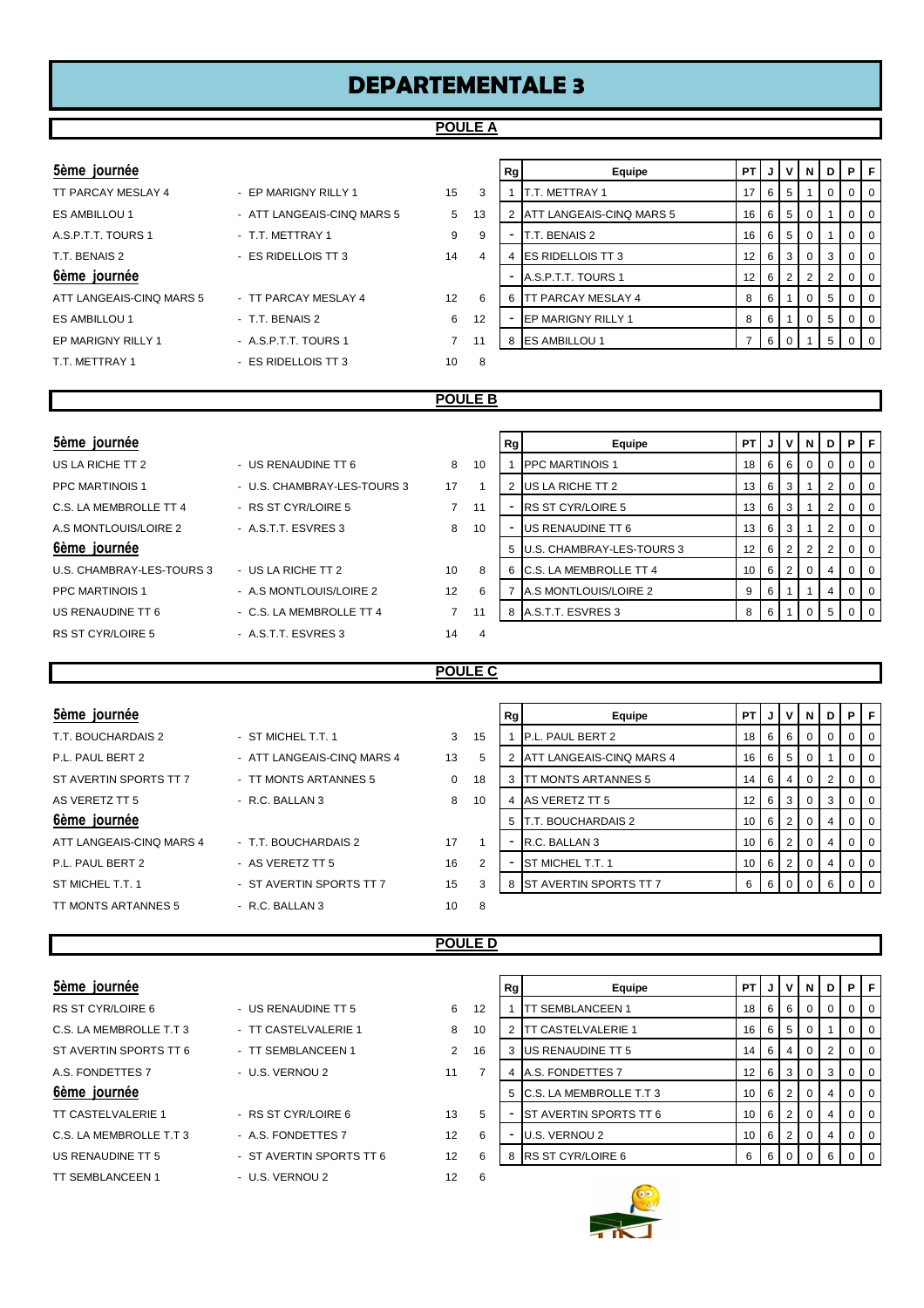# DEPARTEMENTALE 3

## POULE A

**5ème journée**

| | | | |
|---|---|---|---|
| TT PARCAY MESLAY 4 | - EP MARIGNY RILLY 1 | 15 | 3 |
| ES AMBILLOU 1 | - ATT LANGEAIS-CINQ MARS 5 | 5 | 13 |
| A.S.P.T.T. TOURS 1 | - T.T. METTRAY 1 | 9 | 9 |
| T.T. BENAIS 2 | - ES RIDELLOIS TT 3 | 14 | 4 |

**6ème journée**

| | | | |
|---|---|---|---|
| ATT LANGEAIS-CINQ MARS 5 | - TT PARCAY MESLAY 4 | 12 | 6 |
| ES AMBILLOU 1 | - T.T. BENAIS 2 | 6 | 12 |
| EP MARIGNY RILLY 1 | - A.S.P.T.T. TOURS 1 | 7 | 11 |
| T.T. METTRAY 1 | - ES RIDELLOIS TT 3 | 10 | 8 |

| Rg | Equipe | PT | J | V | N | D | P | F |
|---|---|---|---|---|---|---|---|---|
| 1 | T.T. METTRAY 1 | 17 | 6 | 5 | 1 | 0 | 0 | 0 |
| 2 | ATT LANGEAIS-CINQ MARS 5 | 16 | 6 | 5 | 0 | 1 | 0 | 0 |
| - | T.T. BENAIS 2 | 16 | 6 | 5 | 0 | 1 | 0 | 0 |
| 4 | ES RIDELLOIS TT 3 | 12 | 6 | 3 | 0 | 3 | 0 | 0 |
| - | A.S.P.T.T. TOURS 1 | 12 | 6 | 2 | 2 | 2 | 0 | 0 |
| 6 | TT PARCAY MESLAY 4 | 8 | 6 | 1 | 0 | 5 | 0 | 0 |
| - | EP MARIGNY RILLY 1 | 8 | 6 | 1 | 0 | 5 | 0 | 0 |
| 8 | ES AMBILLOU 1 | 7 | 6 | 0 | 1 | 5 | 0 | 0 |

## POULE B

**5ème journée**

| | | | |
|---|---|---|---|
| US LA RICHE TT 2 | - US RENAUDINE TT 6 | 8 | 10 |
| PPC MARTINOIS 1 | - U.S. CHAMBRAY-LES-TOURS 3 | 17 | 1 |
| C.S. LA MEMBROLLE TT 4 | - RS ST CYR/LOIRE 5 | 7 | 11 |
| A.S MONTLOUIS/LOIRE 2 | - A.S.T.T. ESVRES 3 | 8 | 10 |

**6ème journée**

| | | | |
|---|---|---|---|
| U.S. CHAMBRAY-LES-TOURS 3 | - US LA RICHE TT 2 | 10 | 8 |
| PPC MARTINOIS 1 | - A.S MONTLOUIS/LOIRE 2 | 12 | 6 |
| US RENAUDINE TT 6 | - C.S. LA MEMBROLLE TT 4 | 7 | 11 |
| RS ST CYR/LOIRE 5 | - A.S.T.T. ESVRES 3 | 14 | 4 |

| Rg | Equipe | PT | J | V | N | D | P | F |
|---|---|---|---|---|---|---|---|---|
| 1 | PPC MARTINOIS 1 | 18 | 6 | 6 | 0 | 0 | 0 | 0 |
| 2 | US LA RICHE TT 2 | 13 | 6 | 3 | 1 | 2 | 0 | 0 |
| - | RS ST CYR/LOIRE 5 | 13 | 6 | 3 | 1 | 2 | 0 | 0 |
| - | US RENAUDINE TT 6 | 13 | 6 | 3 | 1 | 2 | 0 | 0 |
| 5 | U.S. CHAMBRAY-LES-TOURS 3 | 12 | 6 | 2 | 2 | 2 | 0 | 0 |
| 6 | C.S. LA MEMBROLLE TT 4 | 10 | 6 | 2 | 0 | 4 | 0 | 0 |
| 7 | A.S MONTLOUIS/LOIRE 2 | 9 | 6 | 1 | 1 | 4 | 0 | 0 |
| 8 | A.S.T.T. ESVRES 3 | 8 | 6 | 1 | 0 | 5 | 0 | 0 |

## POULE C

**5ème journée**

| | | | |
|---|---|---|---|
| T.T. BOUCHARDAIS 2 | - ST MICHEL T.T. 1 | 3 | 15 |
| P.L. PAUL BERT 2 | - ATT LANGEAIS-CINQ MARS 4 | 13 | 5 |
| ST AVERTIN SPORTS TT 7 | - TT MONTS ARTANNES 5 | 0 | 18 |
| AS VERETZ TT 5 | - R.C. BALLAN 3 | 8 | 10 |

**6ème journée**

| | | | |
|---|---|---|---|
| ATT LANGEAIS-CINQ MARS 4 | - T.T. BOUCHARDAIS 2 | 17 | 1 |
| P.L. PAUL BERT 2 | - AS VERETZ TT 5 | 16 | 2 |
| ST MICHEL T.T. 1 | - ST AVERTIN SPORTS TT 7 | 15 | 3 |
| TT MONTS ARTANNES 5 | - R.C. BALLAN 3 | 10 | 8 |

| Rg | Equipe | PT | J | V | N | D | P | F |
|---|---|---|---|---|---|---|---|---|
| 1 | P.L. PAUL BERT 2 | 18 | 6 | 6 | 0 | 0 | 0 | 0 |
| 2 | ATT LANGEAIS-CINQ MARS 4 | 16 | 6 | 5 | 0 | 1 | 0 | 0 |
| 3 | TT MONTS ARTANNES 5 | 14 | 6 | 4 | 0 | 2 | 0 | 0 |
| 4 | AS VERETZ TT 5 | 12 | 6 | 3 | 0 | 3 | 0 | 0 |
| 5 | T.T. BOUCHARDAIS 2 | 10 | 6 | 2 | 0 | 4 | 0 | 0 |
| - | R.C. BALLAN 3 | 10 | 6 | 2 | 0 | 4 | 0 | 0 |
| - | ST MICHEL T.T. 1 | 10 | 6 | 2 | 0 | 4 | 0 | 0 |
| 8 | ST AVERTIN SPORTS TT 7 | 6 | 6 | 0 | 0 | 6 | 0 | 0 |

## POULE D

**5ème journée**

| | | | |
|---|---|---|---|
| RS ST CYR/LOIRE 6 | - US RENAUDINE TT 5 | 6 | 12 |
| C.S. LA MEMBROLLE T.T 3 | - TT CASTELVALERIE 1 | 8 | 10 |
| ST AVERTIN SPORTS TT 6 | - TT SEMBLANCEEN 1 | 2 | 16 |
| A.S. FONDETTES 7 | - U.S. VERNOU 2 | 11 | 7 |

**6ème journée**

| | | | |
|---|---|---|---|
| TT CASTELVALERIE 1 | - RS ST CYR/LOIRE 6 | 13 | 5 |
| C.S. LA MEMBROLLE T.T 3 | - A.S. FONDETTES 7 | 12 | 6 |
| US RENAUDINE TT 5 | - ST AVERTIN SPORTS TT 6 | 12 | 6 |
| TT SEMBLANCEEN 1 | - U.S. VERNOU 2 | 12 | 6 |

| Rg | Equipe | PT | J | V | N | D | P | F |
|---|---|---|---|---|---|---|---|---|
| 1 | TT SEMBLANCEEN 1 | 18 | 6 | 6 | 0 | 0 | 0 | 0 |
| 2 | TT CASTELVALERIE 1 | 16 | 6 | 5 | 0 | 1 | 0 | 0 |
| 3 | US RENAUDINE TT 5 | 14 | 6 | 4 | 0 | 2 | 0 | 0 |
| 4 | A.S. FONDETTES 7 | 12 | 6 | 3 | 0 | 3 | 0 | 0 |
| 5 | C.S. LA MEMBROLLE T.T 3 | 10 | 6 | 2 | 0 | 4 | 0 | 0 |
| - | ST AVERTIN SPORTS TT 6 | 10 | 6 | 2 | 0 | 4 | 0 | 0 |
| - | U.S. VERNOU 2 | 10 | 6 | 2 | 0 | 4 | 0 | 0 |
| 8 | RS ST CYR/LOIRE 6 | 6 | 6 | 0 | 0 | 6 | 0 | 0 |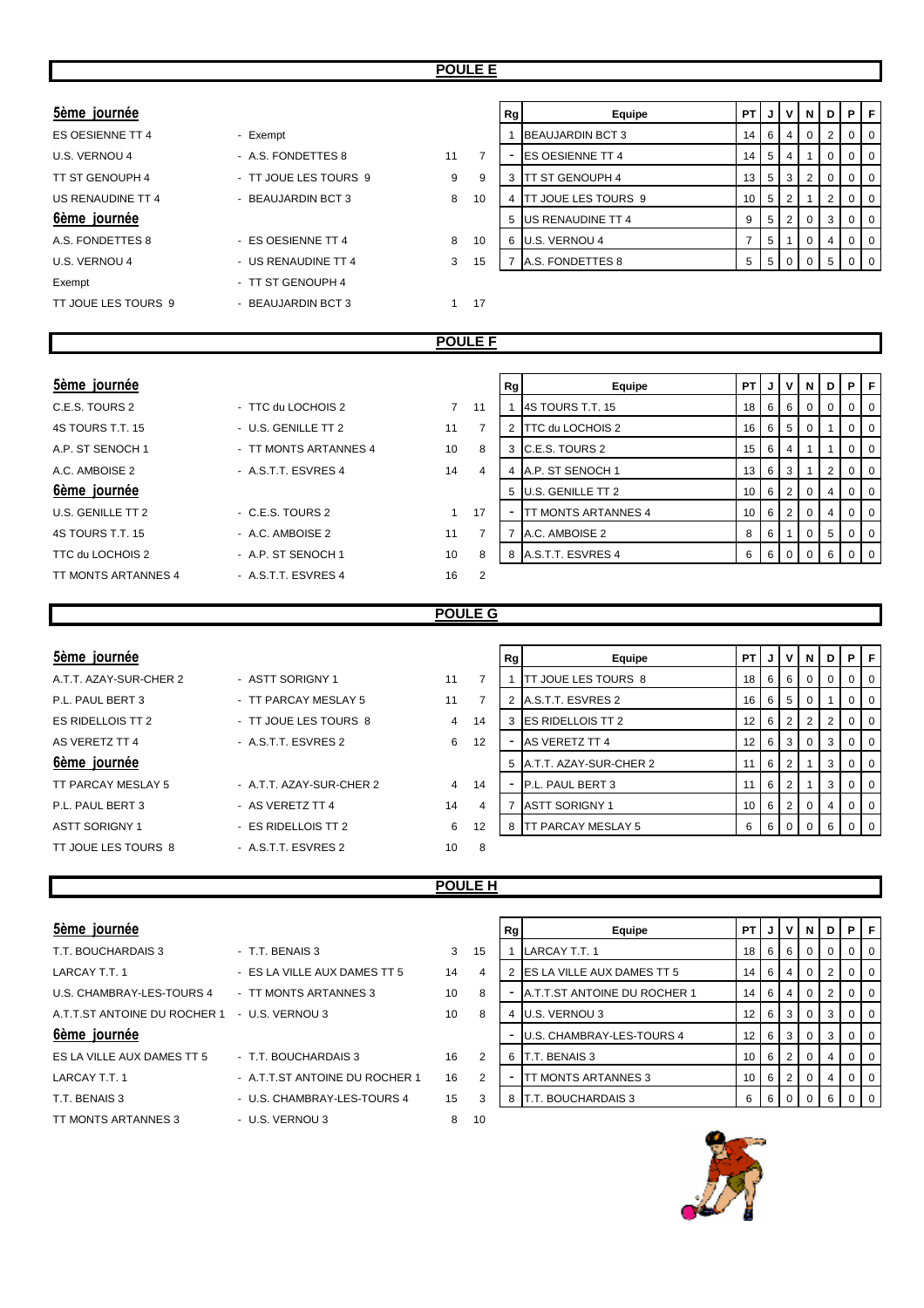## POULE E

### 5ème journée

| | | | |
|---|---|---|---|
| ES OESIENNE TT 4 | - Exempt | | |
| U.S. VERNOU 4 | - A.S. FONDETTES 8 | 11 | 7 |
| TT ST GENOUPH 4 | - TT JOUE LES TOURS 9 | 9 | 9 |
| US RENAUDINE TT 4 | - BEAUJARDIN BCT 3 | 8 | 10 |

### 6ème journée

| | | | |
|---|---|---|---|
| A.S. FONDETTES 8 | - ES OESIENNE TT 4 | 8 | 10 |
| U.S. VERNOU 4 | - US RENAUDINE TT 4 | 3 | 15 |
| Exempt | - TT ST GENOUPH 4 | | |
| TT JOUE LES TOURS 9 | - BEAUJARDIN BCT 3 | 1 | 17 |

| Rg | Equipe | PT | J | V | N | D | P | F |
|---|---|---|---|---|---|---|---|---|
| 1 | BEAUJARDIN BCT 3 | 14 | 6 | 4 | 0 | 2 | 0 | 0 |
| - | ES OESIENNE TT 4 | 14 | 5 | 4 | 1 | 0 | 0 | 0 |
| 3 | TT ST GENOUPH 4 | 13 | 5 | 3 | 2 | 0 | 0 | 0 |
| 4 | TT JOUE LES TOURS 9 | 10 | 5 | 2 | 1 | 2 | 0 | 0 |
| 5 | US RENAUDINE TT 4 | 9 | 5 | 2 | 0 | 3 | 0 | 0 |
| 6 | U.S. VERNOU 4 | 7 | 5 | 1 | 0 | 4 | 0 | 0 |
| 7 | A.S. FONDETTES 8 | 5 | 5 | 0 | 0 | 5 | 0 | 0 |

## POULE F

### 5ème journée

| | | | |
|---|---|---|---|
| C.E.S. TOURS 2 | - TTC du LOCHOIS 2 | 7 | 11 |
| 4S TOURS T.T. 15 | - U.S. GENILLE TT 2 | 11 | 7 |
| A.P. ST SENOCH 1 | - TT MONTS ARTANNES 4 | 10 | 8 |
| A.C. AMBOISE 2 | - A.S.T.T. ESVRES 4 | 14 | 4 |

### 6ème journée

| | | | |
|---|---|---|---|
| U.S. GENILLE TT 2 | - C.E.S. TOURS 2 | 1 | 17 |
| 4S TOURS T.T. 15 | - A.C. AMBOISE 2 | 11 | 7 |
| TTC du LOCHOIS 2 | - A.P. ST SENOCH 1 | 10 | 8 |
| TT MONTS ARTANNES 4 | - A.S.T.T. ESVRES 4 | 16 | 2 |

| Rg | Equipe | PT | J | V | N | D | P | F |
|---|---|---|---|---|---|---|---|---|
| 1 | 4S TOURS T.T. 15 | 18 | 6 | 6 | 0 | 0 | 0 | 0 |
| 2 | TTC du LOCHOIS 2 | 16 | 6 | 5 | 0 | 1 | 0 | 0 |
| 3 | C.E.S. TOURS 2 | 15 | 6 | 4 | 1 | 1 | 0 | 0 |
| 4 | A.P. ST SENOCH 1 | 13 | 6 | 3 | 1 | 2 | 0 | 0 |
| 5 | U.S. GENILLE TT 2 | 10 | 6 | 2 | 0 | 4 | 0 | 0 |
| - | TT MONTS ARTANNES 4 | 10 | 6 | 2 | 0 | 4 | 0 | 0 |
| 7 | A.C. AMBOISE 2 | 8 | 6 | 1 | 0 | 5 | 0 | 0 |
| 8 | A.S.T.T. ESVRES 4 | 6 | 6 | 0 | 0 | 6 | 0 | 0 |

## POULE G

### 5ème journée

| | | | |
|---|---|---|---|
| A.T.T. AZAY-SUR-CHER 2 | - ASTT SORIGNY 1 | 11 | 7 |
| P.L. PAUL BERT 3 | - TT PARCAY MESLAY 5 | 11 | 7 |
| ES RIDELLOIS TT 2 | - TT JOUE LES TOURS 8 | 4 | 14 |
| AS VERETZ TT 4 | - A.S.T.T. ESVRES 2 | 6 | 12 |

### 6ème journée

| | | | |
|---|---|---|---|
| TT PARCAY MESLAY 5 | - A.T.T. AZAY-SUR-CHER 2 | 4 | 14 |
| P.L. PAUL BERT 3 | - AS VERETZ TT 4 | 14 | 4 |
| ASTT SORIGNY 1 | - ES RIDELLOIS TT 2 | 6 | 12 |
| TT JOUE LES TOURS 8 | - A.S.T.T. ESVRES 2 | 10 | 8 |

| Rg | Equipe | PT | J | V | N | D | P | F |
|---|---|---|---|---|---|---|---|---|
| 1 | TT JOUE LES TOURS 8 | 18 | 6 | 6 | 0 | 0 | 0 | 0 |
| 2 | A.S.T.T. ESVRES 2 | 16 | 6 | 5 | 0 | 1 | 0 | 0 |
| 3 | ES RIDELLOIS TT 2 | 12 | 6 | 2 | 2 | 2 | 0 | 0 |
| - | AS VERETZ TT 4 | 12 | 6 | 3 | 0 | 3 | 0 | 0 |
| 5 | A.T.T. AZAY-SUR-CHER 2 | 11 | 6 | 2 | 1 | 3 | 0 | 0 |
| - | P.L. PAUL BERT 3 | 11 | 6 | 2 | 1 | 3 | 0 | 0 |
| 7 | ASTT SORIGNY 1 | 10 | 6 | 2 | 0 | 4 | 0 | 0 |
| 8 | TT PARCAY MESLAY 5 | 6 | 6 | 0 | 0 | 6 | 0 | 0 |

## POULE H

### 5ème journée

| | | | |
|---|---|---|---|
| T.T. BOUCHARDAIS 3 | - T.T. BENAIS 3 | 3 | 15 |
| LARCAY T.T. 1 | - ES LA VILLE AUX DAMES TT 5 | 14 | 4 |
| U.S. CHAMBRAY-LES-TOURS 4 | - TT MONTS ARTANNES 3 | 10 | 8 |
| A.T.T.ST ANTOINE DU ROCHER 1 | - U.S. VERNOU 3 | 10 | 8 |

### 6ème journée

| | | | |
|---|---|---|---|
| ES LA VILLE AUX DAMES TT 5 | - T.T. BOUCHARDAIS 3 | 16 | 2 |
| LARCAY T.T. 1 | - A.T.T.ST ANTOINE DU ROCHER 1 | 16 | 2 |
| T.T. BENAIS 3 | - U.S. CHAMBRAY-LES-TOURS 4 | 15 | 3 |
| TT MONTS ARTANNES 3 | - U.S. VERNOU 3 | 8 | 10 |

| Rg | Equipe | PT | J | V | N | D | P | F |
|---|---|---|---|---|---|---|---|---|
| 1 | LARCAY T.T. 1 | 18 | 6 | 6 | 0 | 0 | 0 | 0 |
| 2 | ES LA VILLE AUX DAMES TT 5 | 14 | 6 | 4 | 0 | 2 | 0 | 0 |
| - | A.T.T.ST ANTOINE DU ROCHER 1 | 14 | 6 | 4 | 0 | 2 | 0 | 0 |
| 4 | U.S. VERNOU 3 | 12 | 6 | 3 | 0 | 3 | 0 | 0 |
| - | U.S. CHAMBRAY-LES-TOURS 4 | 12 | 6 | 3 | 0 | 3 | 0 | 0 |
| 6 | T.T. BENAIS 3 | 10 | 6 | 2 | 0 | 4 | 0 | 0 |
| - | TT MONTS ARTANNES 3 | 10 | 6 | 2 | 0 | 4 | 0 | 0 |
| 8 | T.T. BOUCHARDAIS 3 | 6 | 6 | 0 | 0 | 6 | 0 | 0 |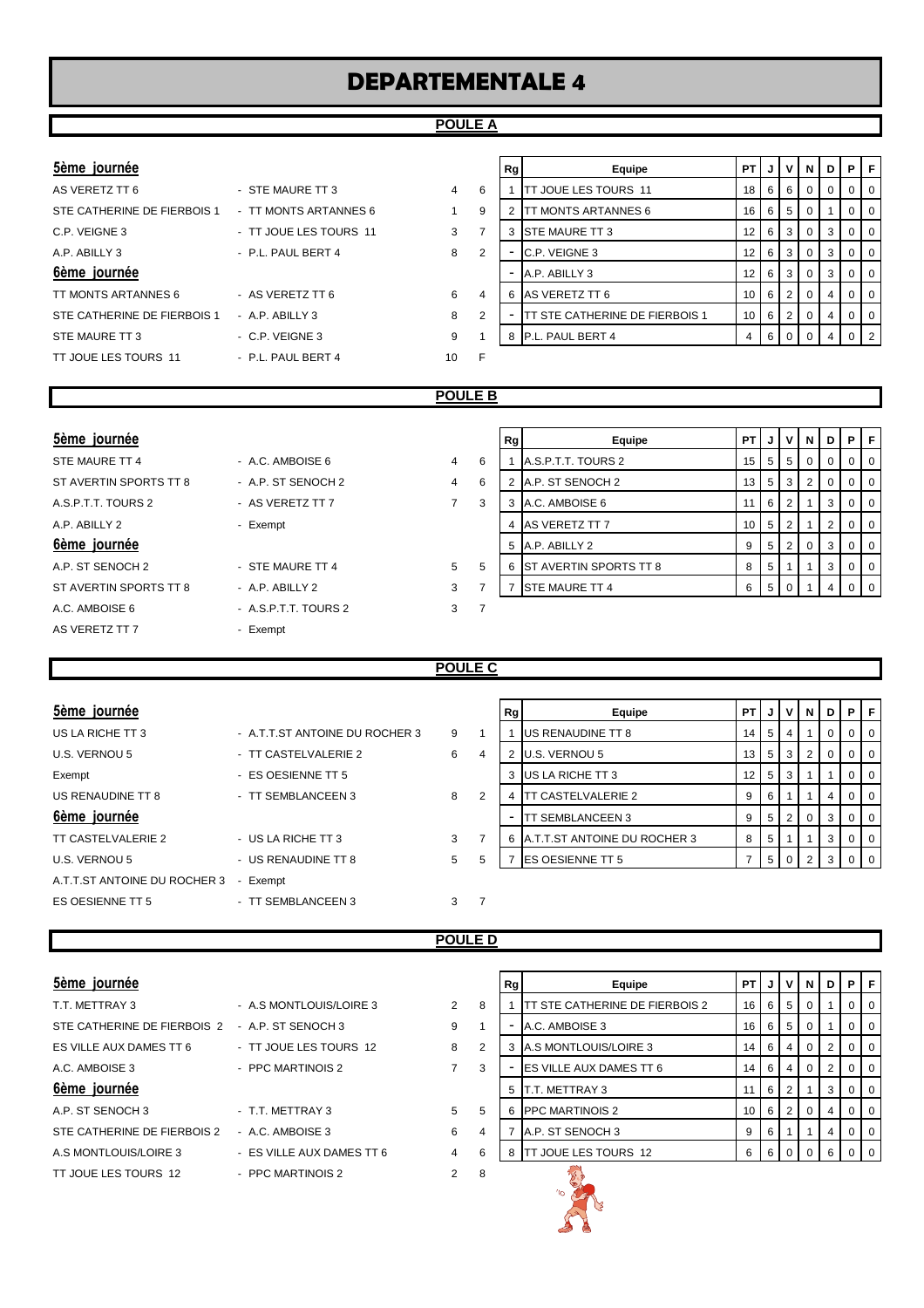# DEPARTEMENTALE 4

## POULE A

**5ème journée**

| | | | |
|---|---|---|---|
| AS VERETZ TT 6 | - STE MAURE TT 3 | 4 | 6 |
| STE CATHERINE DE FIERBOIS 1 | - TT MONTS ARTANNES 6 | 1 | 9 |
| C.P. VEIGNE 3 | - TT JOUE LES TOURS 11 | 3 | 7 |
| A.P. ABILLY 3 | - P.L. PAUL BERT 4 | 8 | 2 |

**6ème journée**

| | | | |
|---|---|---|---|
| TT MONTS ARTANNES 6 | - AS VERETZ TT 6 | 6 | 4 |
| STE CATHERINE DE FIERBOIS 1 | - A.P. ABILLY 3 | 8 | 2 |
| STE MAURE TT 3 | - C.P. VEIGNE 3 | 9 | 1 |
| TT JOUE LES TOURS 11 | - P.L. PAUL BERT 4 | 10 | F |

| Rg | Equipe | PT | J | V | N | D | P | F |
|---|---|---|---|---|---|---|---|---|
| 1 | TT JOUE LES TOURS 11 | 18 | 6 | 6 | 0 | 0 | 0 | 0 |
| 2 | TT MONTS ARTANNES 6 | 16 | 6 | 5 | 0 | 1 | 0 | 0 |
| 3 | STE MAURE TT 3 | 12 | 6 | 3 | 0 | 3 | 0 | 0 |
| - | C.P. VEIGNE 3 | 12 | 6 | 3 | 0 | 3 | 0 | 0 |
| - | A.P. ABILLY 3 | 12 | 6 | 3 | 0 | 3 | 0 | 0 |
| 6 | AS VERETZ TT 6 | 10 | 6 | 2 | 0 | 4 | 0 | 0 |
| - | TT STE CATHERINE DE FIERBOIS 1 | 10 | 6 | 2 | 0 | 4 | 0 | 0 |
| 8 | P.L. PAUL BERT 4 | 4 | 6 | 0 | 0 | 4 | 0 | 2 |

## POULE B

**5ème journée**

| | | | |
|---|---|---|---|
| STE MAURE TT 4 | - A.C. AMBOISE 6 | 4 | 6 |
| ST AVERTIN SPORTS TT 8 | - A.P. ST SENOCH 2 | 4 | 6 |
| A.S.P.T.T. TOURS 2 | - AS VERETZ TT 7 | 7 | 3 |
| A.P. ABILLY 2 | - Exempt | | |

**6ème journée**

| | | | |
|---|---|---|---|
| A.P. ST SENOCH 2 | - STE MAURE TT 4 | 5 | 5 |
| ST AVERTIN SPORTS TT 8 | - A.P. ABILLY 2 | 3 | 7 |
| A.C. AMBOISE 6 | - A.S.P.T.T. TOURS 2 | 3 | 7 |
| AS VERETZ TT 7 | - Exempt | | |

| Rg | Equipe | PT | J | V | N | D | P | F |
|---|---|---|---|---|---|---|---|---|
| 1 | A.S.P.T.T. TOURS 2 | 15 | 5 | 5 | 0 | 0 | 0 | 0 |
| 2 | A.P. ST SENOCH 2 | 13 | 5 | 3 | 2 | 0 | 0 | 0 |
| 3 | A.C. AMBOISE 6 | 11 | 6 | 2 | 1 | 3 | 0 | 0 |
| 4 | AS VERETZ TT 7 | 10 | 5 | 2 | 1 | 2 | 0 | 0 |
| 5 | A.P. ABILLY 2 | 9 | 5 | 2 | 0 | 3 | 0 | 0 |
| 6 | ST AVERTIN SPORTS TT 8 | 8 | 5 | 1 | 1 | 3 | 0 | 0 |
| 7 | STE MAURE TT 4 | 6 | 5 | 0 | 1 | 4 | 0 | 0 |

## POULE C

**5ème journée**

| | | | |
|---|---|---|---|
| US LA RICHE TT 3 | - A.T.T.ST ANTOINE DU ROCHER 3 | 9 | 1 |
| U.S. VERNOU 5 | - TT CASTELVALERIE 2 | 6 | 4 |
| Exempt | - ES OESIENNE TT 5 | | |
| US RENAUDINE TT 8 | - TT SEMBLANCEEN 3 | 8 | 2 |

**6ème journée**

| | | | |
|---|---|---|---|
| TT CASTELVALERIE 2 | - US LA RICHE TT 3 | 3 | 7 |
| U.S. VERNOU 5 | - US RENAUDINE TT 8 | 5 | 5 |
| A.T.T.ST ANTOINE DU ROCHER 3 | - Exempt | | |
| ES OESIENNE TT 5 | - TT SEMBLANCEEN 3 | 3 | 7 |

| Rg | Equipe | PT | J | V | N | D | P | F |
|---|---|---|---|---|---|---|---|---|
| 1 | US RENAUDINE TT 8 | 14 | 5 | 4 | 1 | 0 | 0 | 0 |
| 2 | U.S. VERNOU 5 | 13 | 5 | 3 | 2 | 0 | 0 | 0 |
| 3 | US LA RICHE TT 3 | 12 | 5 | 3 | 1 | 1 | 0 | 0 |
| 4 | TT CASTELVALERIE 2 | 9 | 6 | 1 | 1 | 4 | 0 | 0 |
| - | TT SEMBLANCEEN 3 | 9 | 5 | 2 | 0 | 3 | 0 | 0 |
| 6 | A.T.T.ST ANTOINE DU ROCHER 3 | 8 | 5 | 1 | 1 | 3 | 0 | 0 |
| 7 | ES OESIENNE TT 5 | 7 | 5 | 0 | 2 | 3 | 0 | 0 |

## POULE D

**5ème journée**

| | | | |
|---|---|---|---|
| T.T. METTRAY 3 | - A.S MONTLOUIS/LOIRE 3 | 2 | 8 |
| STE CATHERINE DE FIERBOIS 2 | - A.P. ST SENOCH 3 | 9 | 1 |
| ES VILLE AUX DAMES TT 6 | - TT JOUE LES TOURS 12 | 8 | 2 |
| A.C. AMBOISE 3 | - PPC MARTINOIS 2 | 7 | 3 |

**6ème journée**

| | | | |
|---|---|---|---|
| A.P. ST SENOCH 3 | - T.T. METTRAY 3 | 5 | 5 |
| STE CATHERINE DE FIERBOIS 2 | - A.C. AMBOISE 3 | 6 | 4 |
| A.S MONTLOUIS/LOIRE 3 | - ES VILLE AUX DAMES TT 6 | 4 | 6 |
| TT JOUE LES TOURS 12 | - PPC MARTINOIS 2 | 2 | 8 |

| Rg | Equipe | PT | J | V | N | D | P | F |
|---|---|---|---|---|---|---|---|---|
| 1 | TT STE CATHERINE DE FIERBOIS 2 | 16 | 6 | 5 | 0 | 1 | 0 | 0 |
| - | A.C. AMBOISE 3 | 16 | 6 | 5 | 0 | 1 | 0 | 0 |
| 3 | A.S MONTLOUIS/LOIRE 3 | 14 | 6 | 4 | 0 | 2 | 0 | 0 |
| - | ES VILLE AUX DAMES TT 6 | 14 | 6 | 4 | 0 | 2 | 0 | 0 |
| 5 | T.T. METTRAY 3 | 11 | 6 | 2 | 1 | 3 | 0 | 0 |
| 6 | PPC MARTINOIS 2 | 10 | 6 | 2 | 0 | 4 | 0 | 0 |
| 7 | A.P. ST SENOCH 3 | 9 | 6 | 1 | 1 | 4 | 0 | 0 |
| 8 | TT JOUE LES TOURS 12 | 6 | 6 | 0 | 0 | 6 | 0 | 0 |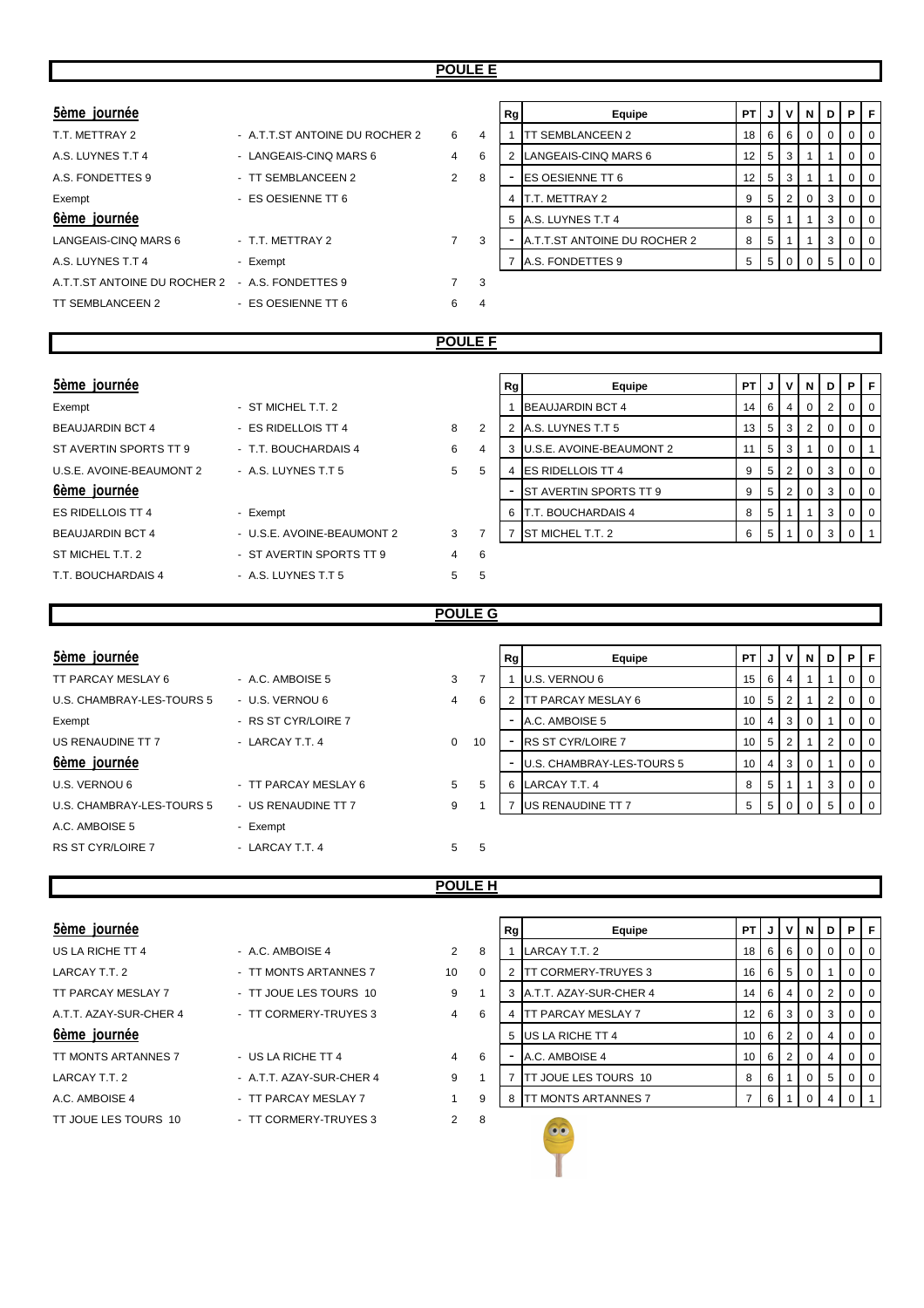## POULE E

### 5ème journée

| | | | |
|---|---|---|---|
| T.T. METTRAY 2 | - A.T.T.ST ANTOINE DU ROCHER 2 | 6 | 4 |
| A.S. LUYNES T.T 4 | - LANGEAIS-CINQ MARS 6 | 4 | 6 |
| A.S. FONDETTES 9 | - TT SEMBLANCEEN 2 | 2 | 8 |
| Exempt | - ES OESIENNE TT 6 | | |

### 6ème journée

| | | | |
|---|---|---|---|
| LANGEAIS-CINQ MARS 6 | - T.T. METTRAY 2 | 7 | 3 |
| A.S. LUYNES T.T 4 | - Exempt | | |
| A.T.T.ST ANTOINE DU ROCHER 2 | - A.S. FONDETTES 9 | 7 | 3 |
| TT SEMBLANCEEN 2 | - ES OESIENNE TT 6 | 6 | 4 |

| Rg | Equipe | PT | J | V | N | D | P | F |
|---|---|---|---|---|---|---|---|---|
| 1 | TT SEMBLANCEEN 2 | 18 | 6 | 6 | 0 | 0 | 0 | 0 |
| 2 | LANGEAIS-CINQ MARS 6 | 12 | 5 | 3 | 1 | 1 | 0 | 0 |
| - | ES OESIENNE TT 6 | 12 | 5 | 3 | 1 | 1 | 0 | 0 |
| 4 | T.T. METTRAY 2 | 9 | 5 | 2 | 0 | 3 | 0 | 0 |
| 5 | A.S. LUYNES T.T 4 | 8 | 5 | 1 | 1 | 3 | 0 | 0 |
| - | A.T.T.ST ANTOINE DU ROCHER 2 | 8 | 5 | 1 | 1 | 3 | 0 | 0 |
| 7 | A.S. FONDETTES 9 | 5 | 5 | 0 | 0 | 5 | 0 | 0 |

## POULE F

### 5ème journée

| | | | |
|---|---|---|---|
| Exempt | - ST MICHEL T.T. 2 | | |
| BEAUJARDIN BCT 4 | - ES RIDELLOIS TT 4 | 8 | 2 |
| ST AVERTIN SPORTS TT 9 | - T.T. BOUCHARDAIS 4 | 6 | 4 |
| U.S.E. AVOINE-BEAUMONT 2 | - A.S. LUYNES T.T 5 | 5 | 5 |

### 6ème journée

| | | | |
|---|---|---|---|
| ES RIDELLOIS TT 4 | - Exempt | | |
| BEAUJARDIN BCT 4 | - U.S.E. AVOINE-BEAUMONT 2 | 3 | 7 |
| ST MICHEL T.T. 2 | - ST AVERTIN SPORTS TT 9 | 4 | 6 |
| T.T. BOUCHARDAIS 4 | - A.S. LUYNES T.T 5 | 5 | 5 |

| Rg | Equipe | PT | J | V | N | D | P | F |
|---|---|---|---|---|---|---|---|---|
| 1 | BEAUJARDIN BCT 4 | 14 | 6 | 4 | 0 | 2 | 0 | 0 |
| 2 | A.S. LUYNES T.T 5 | 13 | 5 | 3 | 2 | 0 | 0 | 0 |
| 3 | U.S.E. AVOINE-BEAUMONT 2 | 11 | 5 | 3 | 1 | 0 | 0 | 1 |
| 4 | ES RIDELLOIS TT 4 | 9 | 5 | 2 | 0 | 3 | 0 | 0 |
| - | ST AVERTIN SPORTS TT 9 | 9 | 5 | 2 | 0 | 3 | 0 | 0 |
| 6 | T.T. BOUCHARDAIS 4 | 8 | 5 | 1 | 1 | 3 | 0 | 0 |
| 7 | ST MICHEL T.T. 2 | 6 | 5 | 1 | 0 | 3 | 0 | 1 |

## POULE G

### 5ème journée

| | | | |
|---|---|---|---|
| TT PARCAY MESLAY 6 | - A.C. AMBOISE 5 | 3 | 7 |
| U.S. CHAMBRAY-LES-TOURS 5 | - U.S. VERNOU 6 | 4 | 6 |
| Exempt | - RS ST CYR/LOIRE 7 | | |
| US RENAUDINE TT 7 | - LARCAY T.T. 4 | 0 | 10 |

### 6ème journée

| | | | |
|---|---|---|---|
| U.S. VERNOU 6 | - TT PARCAY MESLAY 6 | 5 | 5 |
| U.S. CHAMBRAY-LES-TOURS 5 | - US RENAUDINE TT 7 | 9 | 1 |
| A.C. AMBOISE 5 | - Exempt | | |
| RS ST CYR/LOIRE 7 | - LARCAY T.T. 4 | 5 | 5 |

| Rg | Equipe | PT | J | V | N | D | P | F |
|---|---|---|---|---|---|---|---|---|
| 1 | U.S. VERNOU 6 | 15 | 6 | 4 | 1 | 1 | 0 | 0 |
| 2 | TT PARCAY MESLAY 6 | 10 | 5 | 2 | 1 | 2 | 0 | 0 |
| - | A.C. AMBOISE 5 | 10 | 4 | 3 | 0 | 1 | 0 | 0 |
| - | RS ST CYR/LOIRE 7 | 10 | 5 | 2 | 1 | 2 | 0 | 0 |
| - | U.S. CHAMBRAY-LES-TOURS 5 | 10 | 4 | 3 | 0 | 1 | 0 | 0 |
| 6 | LARCAY T.T. 4 | 8 | 5 | 1 | 1 | 3 | 0 | 0 |
| 7 | US RENAUDINE TT 7 | 5 | 5 | 0 | 0 | 5 | 0 | 0 |

## POULE H

### 5ème journée

| | | | |
|---|---|---|---|
| US LA RICHE TT 4 | - A.C. AMBOISE 4 | 2 | 8 |
| LARCAY T.T. 2 | - TT MONTS ARTANNES 7 | 10 | 0 |
| TT PARCAY MESLAY 7 | - TT JOUE LES TOURS 10 | 9 | 1 |
| A.T.T. AZAY-SUR-CHER 4 | - TT CORMERY-TRUYES 3 | 4 | 6 |

### 6ème journée

| | | | |
|---|---|---|---|
| TT MONTS ARTANNES 7 | - US LA RICHE TT 4 | 4 | 6 |
| LARCAY T.T. 2 | - A.T.T. AZAY-SUR-CHER 4 | 9 | 1 |
| A.C. AMBOISE 4 | - TT PARCAY MESLAY 7 | 1 | 9 |
| TT JOUE LES TOURS 10 | - TT CORMERY-TRUYES 3 | 2 | 8 |

| Rg | Equipe | PT | J | V | N | D | P | F |
|---|---|---|---|---|---|---|---|---|
| 1 | LARCAY T.T. 2 | 18 | 6 | 6 | 0 | 0 | 0 | 0 |
| 2 | TT CORMERY-TRUYES 3 | 16 | 6 | 5 | 0 | 1 | 0 | 0 |
| 3 | A.T.T. AZAY-SUR-CHER 4 | 14 | 6 | 4 | 0 | 2 | 0 | 0 |
| 4 | TT PARCAY MESLAY 7 | 12 | 6 | 3 | 0 | 3 | 0 | 0 |
| 5 | US LA RICHE TT 4 | 10 | 6 | 2 | 0 | 4 | 0 | 0 |
| - | A.C. AMBOISE 4 | 10 | 6 | 2 | 0 | 4 | 0 | 0 |
| 7 | TT JOUE LES TOURS 10 | 8 | 6 | 1 | 0 | 5 | 0 | 0 |
| 8 | TT MONTS ARTANNES 7 | 7 | 6 | 1 | 0 | 4 | 0 | 1 |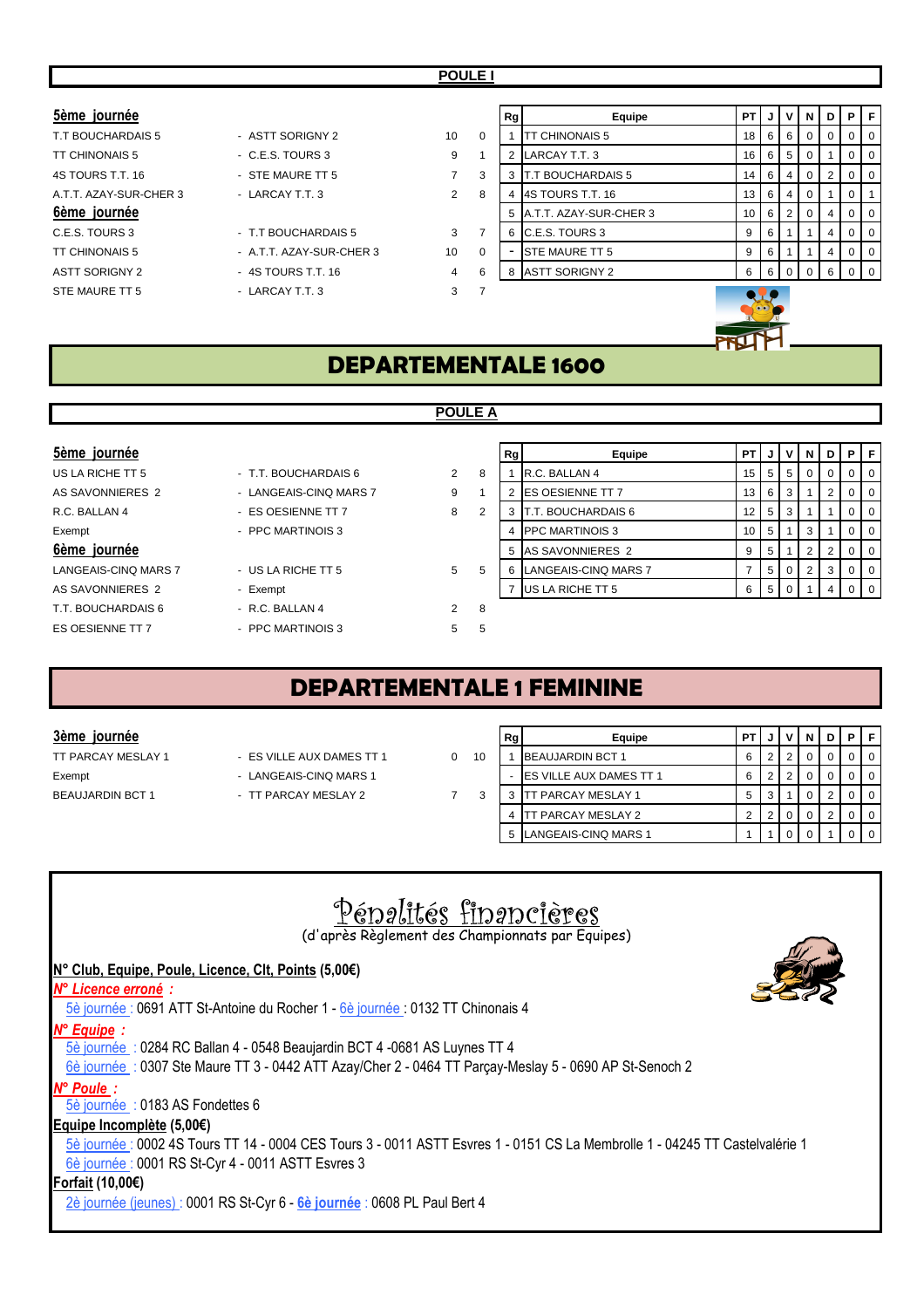## POULE I

**5ème journée**

| | | | |
|---|---|---|---|
| T.T BOUCHARDAIS 5 | - ASTT SORIGNY 2 | 10 | 0 |
| TT CHINONAIS 5 | - C.E.S. TOURS 3 | 9 | 1 |
| 4S TOURS T.T. 16 | - STE MAURE TT 5 | 7 | 3 |
| A.T.T. AZAY-SUR-CHER 3 | - LARCAY T.T. 3 | 2 | 8 |

**6ème journée**

| | | | |
|---|---|---|---|
| C.E.S. TOURS 3 | - T.T BOUCHARDAIS 5 | 3 | 7 |
| TT CHINONAIS 5 | - A.T.T. AZAY-SUR-CHER 3 | 10 | 0 |
| ASTT SORIGNY 2 | - 4S TOURS T.T. 16 | 4 | 6 |
| STE MAURE TT 5 | - LARCAY T.T. 3 | 3 | 7 |

| Rg | Equipe | PT | J | V | N | D | P | F |
|---|---|---|---|---|---|---|---|---|
| 1 | TT CHINONAIS 5 | 18 | 6 | 6 | 0 | 0 | 0 | 0 |
| 2 | LARCAY T.T. 3 | 16 | 6 | 5 | 0 | 1 | 0 | 0 |
| 3 | T.T BOUCHARDAIS 5 | 14 | 6 | 4 | 0 | 2 | 0 | 0 |
| 4 | 4S TOURS T.T. 16 | 13 | 6 | 4 | 0 | 1 | 0 | 1 |
| 5 | A.T.T. AZAY-SUR-CHER 3 | 10 | 6 | 2 | 0 | 4 | 0 | 0 |
| 6 | C.E.S. TOURS 3 | 9 | 6 | 1 | 1 | 4 | 0 | 0 |
| - | STE MAURE TT 5 | 9 | 6 | 1 | 1 | 4 | 0 | 0 |
| 8 | ASTT SORIGNY 2 | 6 | 6 | 0 | 0 | 6 | 0 | 0 |

# DEPARTEMENTALE 1600

## POULE A

**5ème journée**

| | | | |
|---|---|---|---|
| US LA RICHE TT 5 | - T.T. BOUCHARDAIS 6 | 2 | 8 |
| AS SAVONNIERES 2 | - LANGEAIS-CINQ MARS 7 | 9 | 1 |
| R.C. BALLAN 4 | - ES OESIENNE TT 7 | 8 | 2 |
| Exempt | - PPC MARTINOIS 3 | | |

**6ème journée**

| | | | |
|---|---|---|---|
| LANGEAIS-CINQ MARS 7 | - US LA RICHE TT 5 | 5 | 5 |
| AS SAVONNIERES 2 | - Exempt | | |
| T.T. BOUCHARDAIS 6 | - R.C. BALLAN 4 | 2 | 8 |
| ES OESIENNE TT 7 | - PPC MARTINOIS 3 | 5 | 5 |

| Rg | Equipe | PT | J | V | N | D | P | F |
|---|---|---|---|---|---|---|---|---|
| 1 | R.C. BALLAN 4 | 15 | 5 | 5 | 0 | 0 | 0 | 0 |
| 2 | ES OESIENNE TT 7 | 13 | 6 | 3 | 1 | 2 | 0 | 0 |
| 3 | T.T. BOUCHARDAIS 6 | 12 | 5 | 3 | 1 | 1 | 0 | 0 |
| 4 | PPC MARTINOIS 3 | 10 | 5 | 1 | 3 | 1 | 0 | 0 |
| 5 | AS SAVONNIERES 2 | 9 | 5 | 1 | 2 | 2 | 0 | 0 |
| 6 | LANGEAIS-CINQ MARS 7 | 7 | 5 | 0 | 2 | 3 | 0 | 0 |
| 7 | US LA RICHE TT 5 | 6 | 5 | 0 | 1 | 4 | 0 | 0 |

# DEPARTEMENTALE 1 FEMININE

**3ème journée**

| | | | |
|---|---|---|---|
| TT PARCAY MESLAY 1 | - ES VILLE AUX DAMES TT 1 | 0 | 10 |
| Exempt | - LANGEAIS-CINQ MARS 1 | | |
| BEAUJARDIN BCT 1 | - TT PARCAY MESLAY 2 | 7 | 3 |

| Rg | Equipe | PT | J | V | N | D | P | F |
|---|---|---|---|---|---|---|---|---|
| 1 | BEAUJARDIN BCT 1 | 6 | 2 | 2 | 0 | 0 | 0 | 0 |
| - | ES VILLE AUX DAMES TT 1 | 6 | 2 | 2 | 0 | 0 | 0 | 0 |
| 3 | TT PARCAY MESLAY 1 | 5 | 3 | 1 | 0 | 2 | 0 | 0 |
| 4 | TT PARCAY MESLAY 2 | 2 | 2 | 0 | 0 | 2 | 0 | 0 |
| 5 | LANGEAIS-CINQ MARS 1 | 1 | 1 | 0 | 0 | 1 | 0 | 0 |

# Pénalités financières

(d'après Règlement des Championnats par Equipes)

**N° Club, Equipe, Poule, Licence, Clt, Points (5,00€)**

***N° Licence erroné :***

5è journée : 0691 ATT St-Antoine du Rocher 1 - 6è journée : 0132 TT Chinonais 4

***N° Equipe :***

5è journée : 0284 RC Ballan 4 - 0548 Beaujardin BCT 4 -0681 AS Luynes TT 4

6è journée : 0307 Ste Maure TT 3 - 0442 ATT Azay/Cher 2 - 0464 TT Parçay-Meslay 5 - 0690 AP St-Senoch 2

***N° Poule :***

5è journée : 0183 AS Fondettes 6

**Equipe Incomplète (5,00€)**

5è journée : 0002 4S Tours TT 14 - 0004 CES Tours 3 - 0011 ASTT Esvres 1 - 0151 CS La Membrolle 1 - 04245 TT Castelvalérie 1

6è journée : 0001 RS St-Cyr 4 - 0011 ASTT Esvres 3

**Forfait (10,00€)**

2è journée (jeunes) : 0001 RS St-Cyr 6 - **6è journée** : 0608 PL Paul Bert 4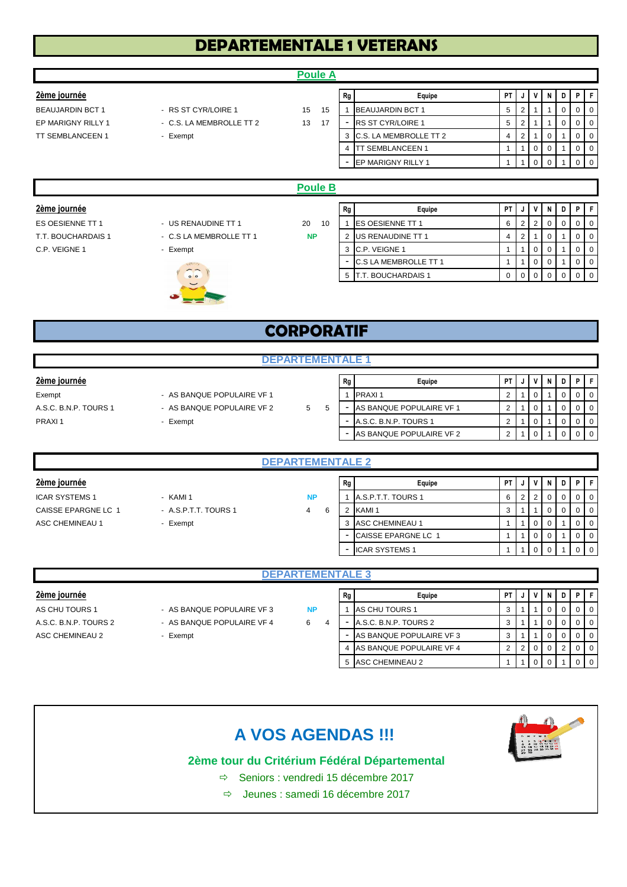# DEPARTEMENTALE 1 VETERANS

## Poule A

**2ème journée**

| | | | |
|---|---|---|---|
| BEAUJARDIN BCT 1 | - RS ST CYR/LOIRE 1 | 15 | 15 |
| EP MARIGNY RILLY 1 | - C.S. LA MEMBROLLE TT 2 | 13 | 17 |
| TT SEMBLANCEEN 1 | - Exempt | | |

| Rg | Equipe | PT | J | V | N | D | P | F |
|---|---|---|---|---|---|---|---|---|
| 1 | BEAUJARDIN BCT 1 | 5 | 2 | 1 | 1 | 0 | 0 | 0 |
| - | RS ST CYR/LOIRE 1 | 5 | 2 | 1 | 1 | 0 | 0 | 0 |
| 3 | C.S. LA MEMBROLLE TT 2 | 4 | 2 | 1 | 0 | 1 | 0 | 0 |
| 4 | TT SEMBLANCEEN 1 | 1 | 1 | 0 | 0 | 1 | 0 | 0 |
| - | EP MARIGNY RILLY 1 | 1 | 1 | 0 | 0 | 1 | 0 | 0 |

## Poule B

**2ème journée**

| | | | |
|---|---|---|---|
| ES OESIENNE TT 1 | - US RENAUDINE TT 1 | 20 | 10 |
| T.T. BOUCHARDAIS 1 | - C.S LA MEMBROLLE TT 1 | NP | |
| C.P. VEIGNE 1 | - Exempt | | |

| Rg | Equipe | PT | J | V | N | D | P | F |
|---|---|---|---|---|---|---|---|---|
| 1 | ES OESIENNE TT 1 | 6 | 2 | 2 | 0 | 0 | 0 | 0 |
| 2 | US RENAUDINE TT 1 | 4 | 2 | 1 | 0 | 1 | 0 | 0 |
| 3 | C.P. VEIGNE 1 | 1 | 1 | 0 | 0 | 1 | 0 | 0 |
| - | C.S LA MEMBROLLE TT 1 | 1 | 1 | 0 | 0 | 1 | 0 | 0 |
| 5 | T.T. BOUCHARDAIS 1 | 0 | 0 | 0 | 0 | 0 | 0 | 0 |

# CORPORATIF

## DEPARTEMENTALE 1

**2ème journée**

| | | | |
|---|---|---|---|
| Exempt | - AS BANQUE POPULAIRE VF 1 | | |
| A.S.C. B.N.P. TOURS 1 | - AS BANQUE POPULAIRE VF 2 | 5 | 5 |
| PRAXI 1 | - Exempt | | |

| Rg | Equipe | PT | J | V | N | D | P | F |
|---|---|---|---|---|---|---|---|---|
| 1 | PRAXI 1 | 2 | 1 | 0 | 1 | 0 | 0 | 0 |
| - | AS BANQUE POPULAIRE VF 1 | 2 | 1 | 0 | 1 | 0 | 0 | 0 |
| - | A.S.C. B.N.P. TOURS 1 | 2 | 1 | 0 | 1 | 0 | 0 | 0 |
| - | AS BANQUE POPULAIRE VF 2 | 2 | 1 | 0 | 1 | 0 | 0 | 0 |

## DEPARTEMENTALE 2

**2ème journée**

| | | | |
|---|---|---|---|
| ICAR SYSTEMS 1 | - KAMI 1 | NP | |
| CAISSE EPARGNE LC 1 | - A.S.P.T.T. TOURS 1 | 4 | 6 |
| ASC CHEMINEAU 1 | - Exempt | | |

| Rg | Equipe | PT | J | V | N | D | P | F |
|---|---|---|---|---|---|---|---|---|
| 1 | A.S.P.T.T. TOURS 1 | 6 | 2 | 2 | 0 | 0 | 0 | 0 |
| 2 | KAMI 1 | 3 | 1 | 1 | 0 | 0 | 0 | 0 |
| 3 | ASC CHEMINEAU 1 | 1 | 1 | 0 | 0 | 1 | 0 | 0 |
| - | CAISSE EPARGNE LC 1 | 1 | 1 | 0 | 0 | 1 | 0 | 0 |
| - | ICAR SYSTEMS 1 | 1 | 1 | 0 | 0 | 1 | 0 | 0 |

## DEPARTEMENTALE 3

**2ème journée**

| | | | |
|---|---|---|---|
| AS CHU TOURS 1 | - AS BANQUE POPULAIRE VF 3 | NP | |
| A.S.C. B.N.P. TOURS 2 | - AS BANQUE POPULAIRE VF 4 | 6 | 4 |
| ASC CHEMINEAU 2 | - Exempt | | |

| Rg | Equipe | PT | J | V | N | D | P | F |
|---|---|---|---|---|---|---|---|---|
| 1 | AS CHU TOURS 1 | 3 | 1 | 1 | 0 | 0 | 0 | 0 |
| - | A.S.C. B.N.P. TOURS 2 | 3 | 1 | 1 | 0 | 0 | 0 | 0 |
| - | AS BANQUE POPULAIRE VF 3 | 3 | 1 | 1 | 0 | 0 | 0 | 0 |
| 4 | AS BANQUE POPULAIRE VF 4 | 2 | 2 | 0 | 0 | 2 | 0 | 0 |
| 5 | ASC CHEMINEAU 2 | 1 | 1 | 0 | 0 | 1 | 0 | 0 |

## A VOS AGENDAS !!!

**2ème tour du Critérium Fédéral Départemental**

- ⇨ Seniors : vendredi 15 décembre 2017
- ⇨ Jeunes : samedi 16 décembre 2017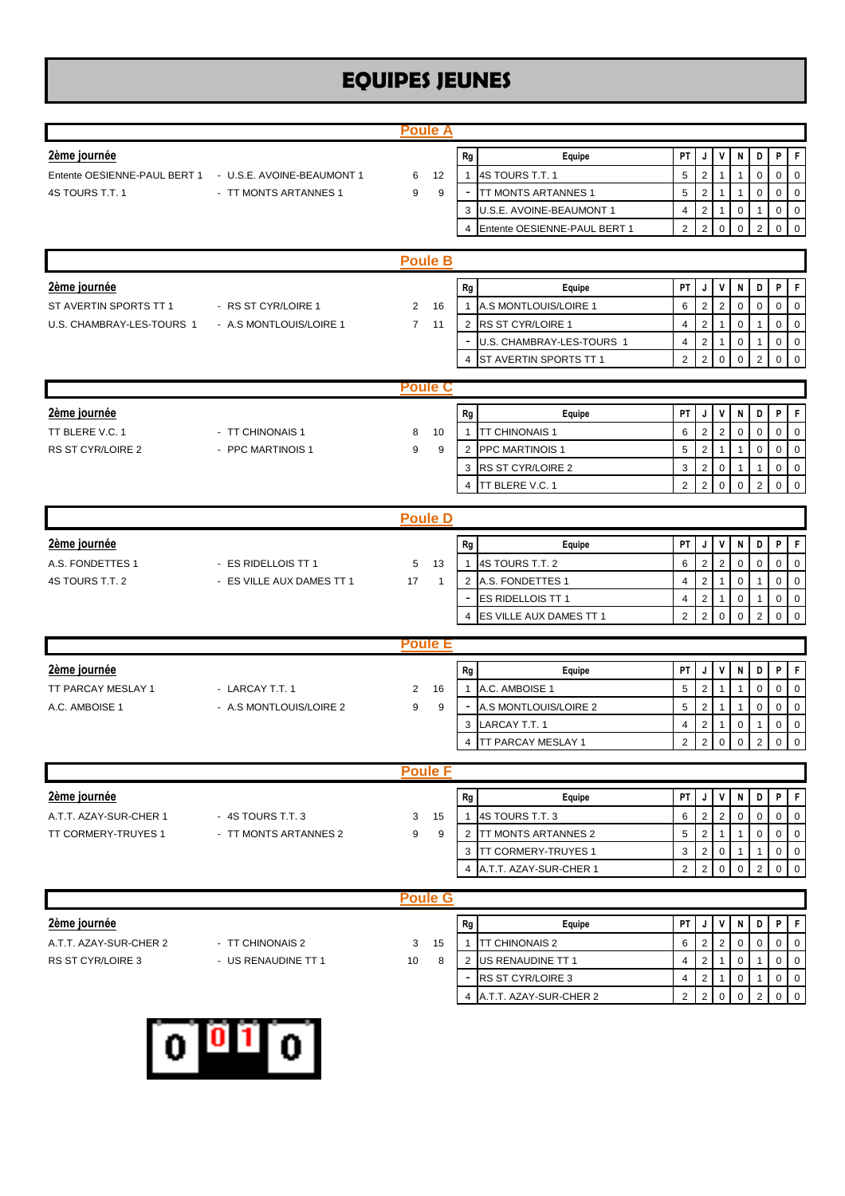# EQUIPES JEUNES

## Poule A

**2ème journée**

| | | | |
|---|---|---|---|
| Entente OESIENNE-PAUL BERT 1 | - U.S.E. AVOINE-BEAUMONT 1 | 6 | 12 |
| 4S TOURS T.T. 1 | - TT MONTS ARTANNES 1 | 9 | 9 |

| Rg | Equipe | PT | J | V | N | D | P | F |
|---|---|---|---|---|---|---|---|---|
| 1 | 4S TOURS T.T. 1 | 5 | 2 | 1 | 1 | 0 | 0 | 0 |
| - | TT MONTS ARTANNES 1 | 5 | 2 | 1 | 1 | 0 | 0 | 0 |
| 3 | U.S.E. AVOINE-BEAUMONT 1 | 4 | 2 | 1 | 0 | 1 | 0 | 0 |
| 4 | Entente OESIENNE-PAUL BERT 1 | 2 | 2 | 0 | 0 | 2 | 0 | 0 |

## Poule B

**2ème journée**

| | | | |
|---|---|---|---|
| ST AVERTIN SPORTS TT 1 | - RS ST CYR/LOIRE 1 | 2 | 16 |
| U.S. CHAMBRAY-LES-TOURS 1 | - A.S MONTLOUIS/LOIRE 1 | 7 | 11 |

| Rg | Equipe | PT | J | V | N | D | P | F |
|---|---|---|---|---|---|---|---|---|
| 1 | A.S MONTLOUIS/LOIRE 1 | 6 | 2 | 2 | 0 | 0 | 0 | 0 |
| 2 | RS ST CYR/LOIRE 1 | 4 | 2 | 1 | 0 | 1 | 0 | 0 |
| - | U.S. CHAMBRAY-LES-TOURS 1 | 4 | 2 | 1 | 0 | 1 | 0 | 0 |
| 4 | ST AVERTIN SPORTS TT 1 | 2 | 2 | 0 | 0 | 2 | 0 | 0 |

## Poule C

**2ème journée**

| | | | |
|---|---|---|---|
| TT BLERE V.C. 1 | - TT CHINONAIS 1 | 8 | 10 |
| RS ST CYR/LOIRE 2 | - PPC MARTINOIS 1 | 9 | 9 |

| Rg | Equipe | PT | J | V | N | D | P | F |
|---|---|---|---|---|---|---|---|---|
| 1 | TT CHINONAIS 1 | 6 | 2 | 2 | 0 | 0 | 0 | 0 |
| 2 | PPC MARTINOIS 1 | 5 | 2 | 1 | 1 | 0 | 0 | 0 |
| 3 | RS ST CYR/LOIRE 2 | 3 | 2 | 0 | 1 | 1 | 0 | 0 |
| 4 | TT BLERE V.C. 1 | 2 | 2 | 0 | 0 | 2 | 0 | 0 |

## Poule D

**2ème journée**

| | | | |
|---|---|---|---|
| A.S. FONDETTES 1 | - ES RIDELLOIS TT 1 | 5 | 13 |
| 4S TOURS T.T. 2 | - ES VILLE AUX DAMES TT 1 | 17 | 1 |

| Rg | Equipe | PT | J | V | N | D | P | F |
|---|---|---|---|---|---|---|---|---|
| 1 | 4S TOURS T.T. 2 | 6 | 2 | 2 | 0 | 0 | 0 | 0 |
| 2 | A.S. FONDETTES 1 | 4 | 2 | 1 | 0 | 1 | 0 | 0 |
| - | ES RIDELLOIS TT 1 | 4 | 2 | 1 | 0 | 1 | 0 | 0 |
| 4 | ES VILLE AUX DAMES TT 1 | 2 | 2 | 0 | 0 | 2 | 0 | 0 |

## Poule E

**2ème journée**

| | | | |
|---|---|---|---|
| TT PARCAY MESLAY 1 | - LARCAY T.T. 1 | 2 | 16 |
| A.C. AMBOISE 1 | - A.S MONTLOUIS/LOIRE 2 | 9 | 9 |

| Rg | Equipe | PT | J | V | N | D | P | F |
|---|---|---|---|---|---|---|---|---|
| 1 | A.C. AMBOISE 1 | 5 | 2 | 1 | 1 | 0 | 0 | 0 |
| - | A.S MONTLOUIS/LOIRE 2 | 5 | 2 | 1 | 1 | 0 | 0 | 0 |
| 3 | LARCAY T.T. 1 | 4 | 2 | 1 | 0 | 1 | 0 | 0 |
| 4 | TT PARCAY MESLAY 1 | 2 | 2 | 0 | 0 | 2 | 0 | 0 |

## Poule F

**2ème journée**

| | | | |
|---|---|---|---|
| A.T.T. AZAY-SUR-CHER 1 | - 4S TOURS T.T. 3 | 3 | 15 |
| TT CORMERY-TRUYES 1 | - TT MONTS ARTANNES 2 | 9 | 9 |

| Rg | Equipe | PT | J | V | N | D | P | F |
|---|---|---|---|---|---|---|---|---|
| 1 | 4S TOURS T.T. 3 | 6 | 2 | 2 | 0 | 0 | 0 | 0 |
| 2 | TT MONTS ARTANNES 2 | 5 | 2 | 1 | 1 | 0 | 0 | 0 |
| 3 | TT CORMERY-TRUYES 1 | 3 | 2 | 0 | 1 | 1 | 0 | 0 |
| 4 | A.T.T. AZAY-SUR-CHER 1 | 2 | 2 | 0 | 0 | 2 | 0 | 0 |

## Poule G

**2ème journée**

| | | | |
|---|---|---|---|
| A.T.T. AZAY-SUR-CHER 2 | - TT CHINONAIS 2 | 3 | 15 |
| RS ST CYR/LOIRE 3 | - US RENAUDINE TT 1 | 10 | 8 |

| Rg | Equipe | PT | J | V | N | D | P | F |
|---|---|---|---|---|---|---|---|---|
| 1 | TT CHINONAIS 2 | 6 | 2 | 2 | 0 | 0 | 0 | 0 |
| 2 | US RENAUDINE TT 1 | 4 | 2 | 1 | 0 | 1 | 0 | 0 |
| - | RS ST CYR/LOIRE 3 | 4 | 2 | 1 | 0 | 1 | 0 | 0 |
| 4 | A.T.T. AZAY-SUR-CHER 2 | 2 | 2 | 0 | 0 | 2 | 0 | 0 |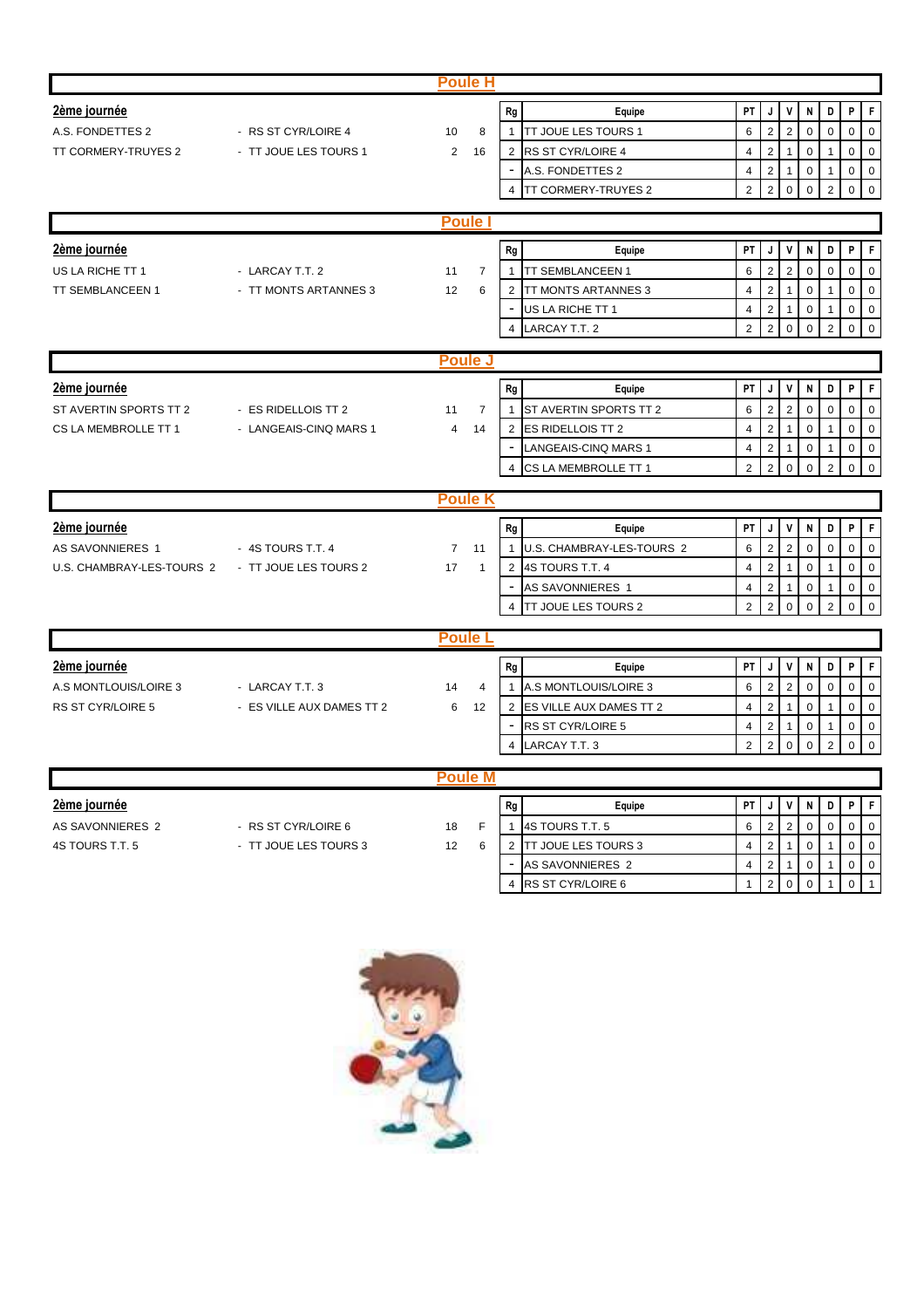## Poule H

**2ème journée**

| | | | |
|---|---|---|---|
| A.S. FONDETTES 2 | - RS ST CYR/LOIRE 4 | 10 | 8 |
| TT CORMERY-TRUYES 2 | - TT JOUE LES TOURS 1 | 2 | 16 |

| Rg | Equipe | PT | J | V | N | D | P | F |
|---|---|---|---|---|---|---|---|---|
| 1 | TT JOUE LES TOURS 1 | 6 | 2 | 2 | 0 | 0 | 0 | 0 |
| 2 | RS ST CYR/LOIRE 4 | 4 | 2 | 1 | 0 | 1 | 0 | 0 |
| - | A.S. FONDETTES 2 | 4 | 2 | 1 | 0 | 1 | 0 | 0 |
| 4 | TT CORMERY-TRUYES 2 | 2 | 2 | 0 | 0 | 2 | 0 | 0 |

## Poule I

**2ème journée**

| | | | |
|---|---|---|---|
| US LA RICHE TT 1 | - LARCAY T.T. 2 | 11 | 7 |
| TT SEMBLANCEEN 1 | - TT MONTS ARTANNES 3 | 12 | 6 |

| Rg | Equipe | PT | J | V | N | D | P | F |
|---|---|---|---|---|---|---|---|---|
| 1 | TT SEMBLANCEEN 1 | 6 | 2 | 2 | 0 | 0 | 0 | 0 |
| 2 | TT MONTS ARTANNES 3 | 4 | 2 | 1 | 0 | 1 | 0 | 0 |
| - | US LA RICHE TT 1 | 4 | 2 | 1 | 0 | 1 | 0 | 0 |
| 4 | LARCAY T.T. 2 | 2 | 2 | 0 | 0 | 2 | 0 | 0 |

## Poule J

**2ème journée**

| | | | |
|---|---|---|---|
| ST AVERTIN SPORTS TT 2 | - ES RIDELLOIS TT 2 | 11 | 7 |
| CS LA MEMBROLLE TT 1 | - LANGEAIS-CINQ MARS 1 | 4 | 14 |

| Rg | Equipe | PT | J | V | N | D | P | F |
|---|---|---|---|---|---|---|---|---|
| 1 | ST AVERTIN SPORTS TT 2 | 6 | 2 | 2 | 0 | 0 | 0 | 0 |
| 2 | ES RIDELLOIS TT 2 | 4 | 2 | 1 | 0 | 1 | 0 | 0 |
| - | LANGEAIS-CINQ MARS 1 | 4 | 2 | 1 | 0 | 1 | 0 | 0 |
| 4 | CS LA MEMBROLLE TT 1 | 2 | 2 | 0 | 0 | 2 | 0 | 0 |

## Poule K

**2ème journée**

| | | | |
|---|---|---|---|
| AS SAVONNIERES 1 | - 4S TOURS T.T. 4 | 7 | 11 |
| U.S. CHAMBRAY-LES-TOURS 2 | - TT JOUE LES TOURS 2 | 17 | 1 |

| Rg | Equipe | PT | J | V | N | D | P | F |
|---|---|---|---|---|---|---|---|---|
| 1 | U.S. CHAMBRAY-LES-TOURS 2 | 6 | 2 | 2 | 0 | 0 | 0 | 0 |
| 2 | 4S TOURS T.T. 4 | 4 | 2 | 1 | 0 | 1 | 0 | 0 |
| - | AS SAVONNIERES 1 | 4 | 2 | 1 | 0 | 1 | 0 | 0 |
| 4 | TT JOUE LES TOURS 2 | 2 | 2 | 0 | 0 | 2 | 0 | 0 |

## Poule L

**2ème journée**

| | | | |
|---|---|---|---|
| A.S MONTLOUIS/LOIRE 3 | - LARCAY T.T. 3 | 14 | 4 |
| RS ST CYR/LOIRE 5 | - ES VILLE AUX DAMES TT 2 | 6 | 12 |

| Rg | Equipe | PT | J | V | N | D | P | F |
|---|---|---|---|---|---|---|---|---|
| 1 | A.S MONTLOUIS/LOIRE 3 | 6 | 2 | 2 | 0 | 0 | 0 | 0 |
| 2 | ES VILLE AUX DAMES TT 2 | 4 | 2 | 1 | 0 | 1 | 0 | 0 |
| - | RS ST CYR/LOIRE 5 | 4 | 2 | 1 | 0 | 1 | 0 | 0 |
| 4 | LARCAY T.T. 3 | 2 | 2 | 0 | 0 | 2 | 0 | 0 |

## Poule M

**2ème journée**

| | | | |
|---|---|---|---|
| AS SAVONNIERES 2 | - RS ST CYR/LOIRE 6 | 18 | F |
| 4S TOURS T.T. 5 | - TT JOUE LES TOURS 3 | 12 | 6 |

| Rg | Equipe | PT | J | V | N | D | P | F |
|---|---|---|---|---|---|---|---|---|
| 1 | 4S TOURS T.T. 5 | 6 | 2 | 2 | 0 | 0 | 0 | 0 |
| 2 | TT JOUE LES TOURS 3 | 4 | 2 | 1 | 0 | 1 | 0 | 0 |
| - | AS SAVONNIERES 2 | 4 | 2 | 1 | 0 | 1 | 0 | 0 |
| 4 | RS ST CYR/LOIRE 6 | 1 | 2 | 0 | 0 | 1 | 0 | 1 |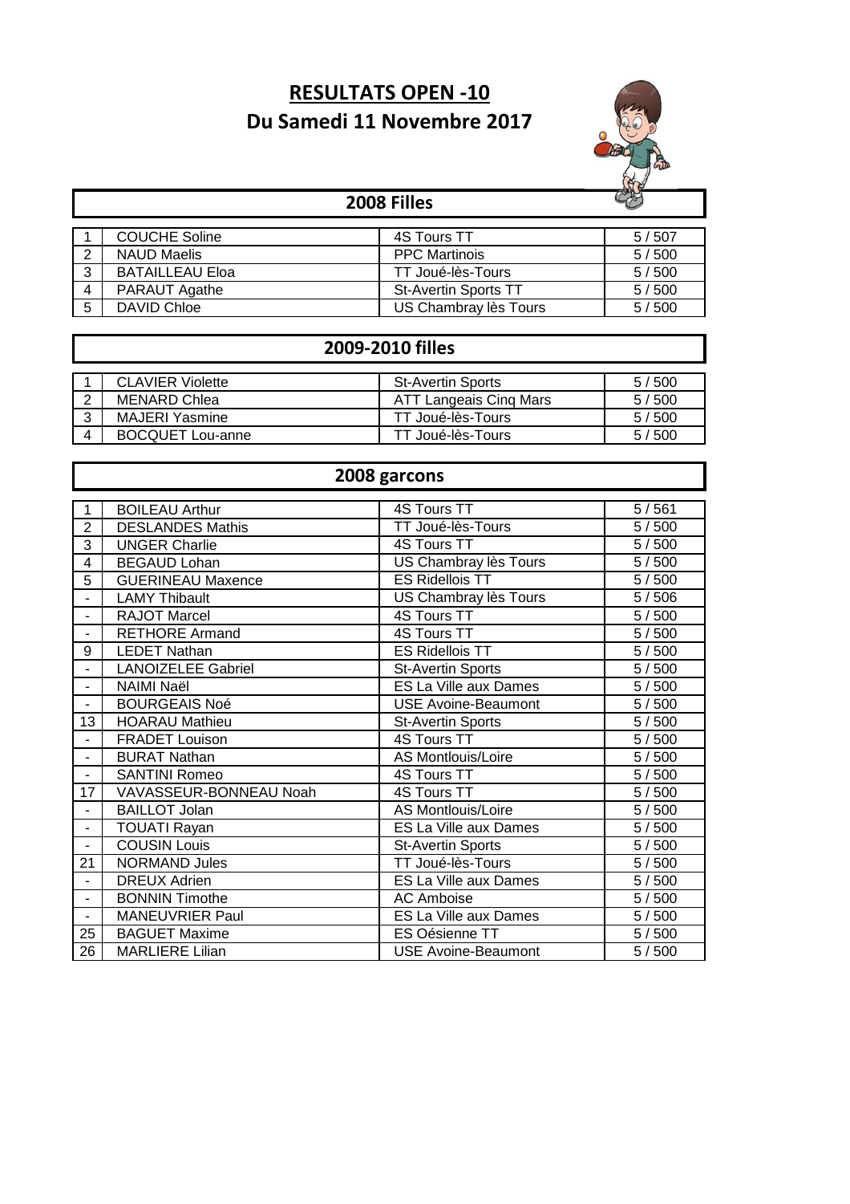# RESULTATS OPEN -10

## Du Samedi 11 Novembre 2017

### 2008 Filles

| | | | |
|---|---|---|---|
| 1 | COUCHE Soline | 4S Tours TT | 5 / 507 |
| 2 | NAUD Maelis | PPC Martinois | 5 / 500 |
| 3 | BATAILLEAU Eloa | TT Joué-lès-Tours | 5 / 500 |
| 4 | PARAUT Agathe | St-Avertin Sports TT | 5 / 500 |
| 5 | DAVID Chloe | US Chambray lès Tours | 5 / 500 |

### 2009-2010 filles

| | | | |
|---|---|---|---|
| 1 | CLAVIER Violette | St-Avertin Sports | 5 / 500 |
| 2 | MENARD Chlea | ATT Langeais Cinq Mars | 5 / 500 |
| 3 | MAJERI Yasmine | TT Joué-lès-Tours | 5 / 500 |
| 4 | BOCQUET Lou-anne | TT Joué-lès-Tours | 5 / 500 |

### 2008 garcons

| | | | |
|---|---|---|---|
| 1 | BOILEAU Arthur | 4S Tours TT | 5 / 561 |
| 2 | DESLANDES Mathis | TT Joué-lès-Tours | 5 / 500 |
| 3 | UNGER Charlie | 4S Tours TT | 5 / 500 |
| 4 | BEGAUD Lohan | US Chambray lès Tours | 5 / 500 |
| 5 | GUERINEAU Maxence | ES Ridellois TT | 5 / 500 |
| - | LAMY Thibault | US Chambray lès Tours | 5 / 506 |
| - | RAJOT Marcel | 4S Tours TT | 5 / 500 |
| - | RETHORE Armand | 4S Tours TT | 5 / 500 |
| 9 | LEDET Nathan | ES Ridellois TT | 5 / 500 |
| - | LANOIZELEE Gabriel | St-Avertin Sports | 5 / 500 |
| - | NAIMI Naël | ES La Ville aux Dames | 5 / 500 |
| - | BOURGEAIS Noé | USE Avoine-Beaumont | 5 / 500 |
| 13 | HOARAU Mathieu | St-Avertin Sports | 5 / 500 |
| - | FRADET Louison | 4S Tours TT | 5 / 500 |
| - | BURAT Nathan | AS Montlouis/Loire | 5 / 500 |
| - | SANTINI Romeo | 4S Tours TT | 5 / 500 |
| 17 | VAVASSEUR-BONNEAU Noah | 4S Tours TT | 5 / 500 |
| - | BAILLOT Jolan | AS Montlouis/Loire | 5 / 500 |
| - | TOUATI Rayan | ES La Ville aux Dames | 5 / 500 |
| - | COUSIN Louis | St-Avertin Sports | 5 / 500 |
| 21 | NORMAND Jules | TT Joué-lès-Tours | 5 / 500 |
| - | DREUX Adrien | ES La Ville aux Dames | 5 / 500 |
| - | BONNIN Timothe | AC Amboise | 5 / 500 |
| - | MANEUVRIER Paul | ES La Ville aux Dames | 5 / 500 |
| 25 | BAGUET Maxime | ES Oésienne TT | 5 / 500 |
| 26 | MARLIERE Lilian | USE Avoine-Beaumont | 5 / 500 |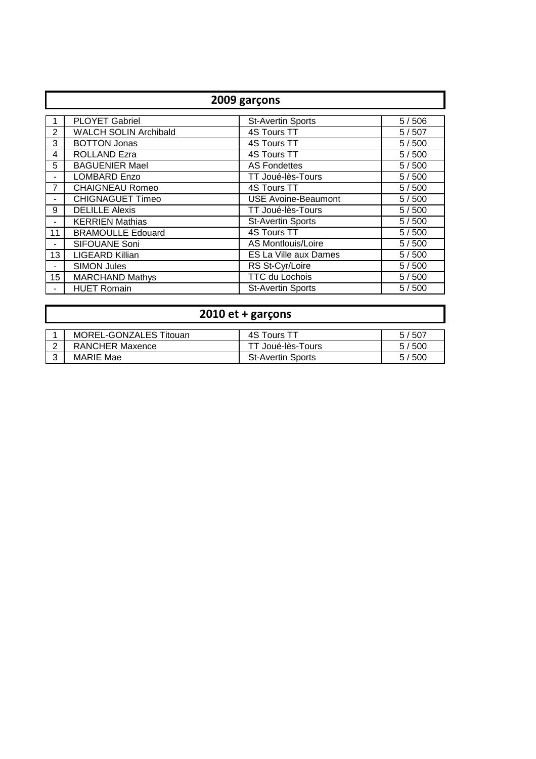## 2009 garçons

| | | | |
|---|---|---|---|
| 1 | PLOYET Gabriel | St-Avertin Sports | 5 / 506 |
| 2 | WALCH SOLIN Archibald | 4S Tours TT | 5 / 507 |
| 3 | BOTTON Jonas | 4S Tours TT | 5 / 500 |
| 4 | ROLLAND Ezra | 4S Tours TT | 5 / 500 |
| 5 | BAGUENIER Mael | AS Fondettes | 5 / 500 |
| - | LOMBARD Enzo | TT Joué-lès-Tours | 5 / 500 |
| 7 | CHAIGNEAU Romeo | 4S Tours TT | 5 / 500 |
| - | CHIGNAGUET Timeo | USE Avoine-Beaumont | 5 / 500 |
| 9 | DELILLE Alexis | TT Joué-lès-Tours | 5 / 500 |
| - | KERRIEN Mathias | St-Avertin Sports | 5 / 500 |
| 11 | BRAMOULLE Edouard | 4S Tours TT | 5 / 500 |
| - | SIFOUANE Soni | AS Montlouis/Loire | 5 / 500 |
| 13 | LIGEARD Killian | ES La Ville aux Dames | 5 / 500 |
| - | SIMON Jules | RS St-Cyr/Loire | 5 / 500 |
| 15 | MARCHAND Mathys | TTC du Lochois | 5 / 500 |
| - | HUET Romain | St-Avertin Sports | 5 / 500 |

## 2010 et + garçons

| | | | |
|---|---|---|---|
| 1 | MOREL-GONZALES Titouan | 4S Tours TT | 5 / 507 |
| 2 | RANCHER Maxence | TT Joué-lès-Tours | 5 / 500 |
| 3 | MARIE Mae | St-Avertin Sports | 5 / 500 |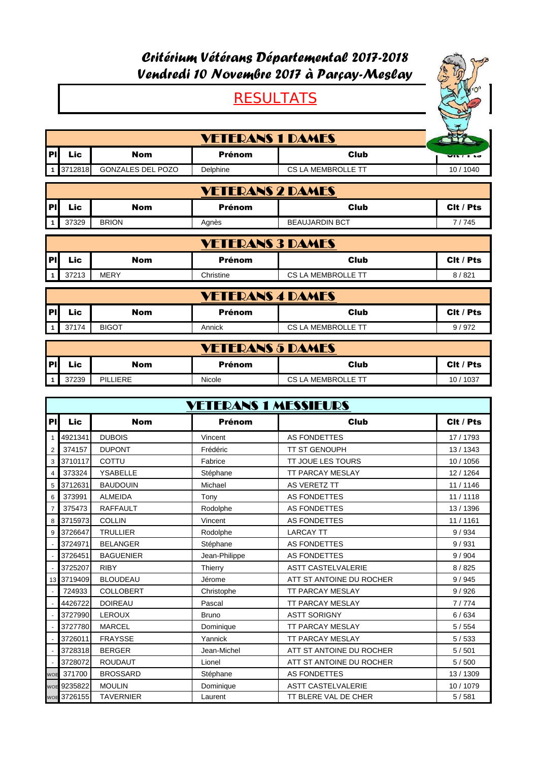# Critérium Vétérans Départemental 2017-2018
## Vendredi 10 Novembre 2017 à Parçay-Meslay

## RESULTATS

### VETERANS 1 DAMES

| Pl | Lic | Nom | Prénom | Club | Clt / Pts |
|---|---|---|---|---|---|
| 1 | 3712818 | GONZALES DEL POZO | Delphine | CS LA MEMBROLLE TT | 10 / 1040 |

### VETERANS 2 DAMES

| Pl | Lic | Nom | Prénom | Club | Clt / Pts |
|---|---|---|---|---|---|
| 1 | 37329 | BRION | Agnès | BEAUJARDIN BCT | 7 / 745 |

### VETERANS 3 DAMES

| Pl | Lic | Nom | Prénom | Club | Clt / Pts |
|---|---|---|---|---|---|
| 1 | 37213 | MERY | Christine | CS LA MEMBROLLE TT | 8 / 821 |

### VETERANS 4 DAMES

| Pl | Lic | Nom | Prénom | Club | Clt / Pts |
|---|---|---|---|---|---|
| 1 | 37174 | BIGOT | Annick | CS LA MEMBROLLE TT | 9 / 972 |

### VETERANS 5 DAMES

| Pl | Lic | Nom | Prénom | Club | Clt / Pts |
|---|---|---|---|---|---|
| 1 | 37239 | PILLIERE | Nicole | CS LA MEMBROLLE TT | 10 / 1037 |

### VETERANS 1 MESSIEURS

| Pl | Lic | Nom | Prénom | Club | Clt / Pts |
|---|---|---|---|---|---|
| 1 | 4921341 | DUBOIS | Vincent | AS FONDETTES | 17 / 1793 |
| 2 | 374157 | DUPONT | Frédéric | TT ST GENOUPH | 13 / 1343 |
| 3 | 3710117 | COTTU | Fabrice | TT JOUE LES TOURS | 10 / 1056 |
| 4 | 373324 | YSABELLE | Stéphane | TT PARCAY MESLAY | 12 / 1264 |
| 5 | 3712631 | BAUDOUIN | Michael | AS VERETZ TT | 11 / 1146 |
| 6 | 373991 | ALMEIDA | Tony | AS FONDETTES | 11 / 1118 |
| 7 | 375473 | RAFFAULT | Rodolphe | AS FONDETTES | 13 / 1396 |
| 8 | 3715973 | COLLIN | Vincent | AS FONDETTES | 11 / 1161 |
| 9 | 3726647 | TRULLIER | Rodolphe | LARCAY TT | 9 / 934 |
| - | 3724971 | BELANGER | Stéphane | AS FONDETTES | 9 / 931 |
| - | 3726451 | BAGUENIER | Jean-Philippe | AS FONDETTES | 9 / 904 |
| - | 3725207 | RIBY | Thierry | ASTT CASTELVALERIE | 8 / 825 |
| 13 | 3719409 | BLOUDEAU | Jérome | ATT ST ANTOINE DU ROCHER | 9 / 945 |
| - | 724933 | COLLOBERT | Christophe | TT PARCAY MESLAY | 9 / 926 |
| - | 4426722 | DOIREAU | Pascal | TT PARCAY MESLAY | 7 / 774 |
| - | 3727990 | LEROUX | Bruno | ASTT SORIGNY | 6 / 634 |
| - | 3727780 | MARCEL | Dominique | TT PARCAY MESLAY | 5 / 554 |
| - | 3726011 | FRAYSSE | Yannick | TT PARCAY MESLAY | 5 / 533 |
| - | 3728318 | BERGER | Jean-Michel | ATT ST ANTOINE DU ROCHER | 5 / 501 |
| - | 3728072 | ROUDAUT | Lionel | ATT ST ANTOINE DU ROCHER | 5 / 500 |
| WOE | 371700 | BROSSARD | Stéphane | AS FONDETTES | 13 / 1309 |
| WOE | 9235822 | MOULIN | Dominique | ASTT CASTELVALERIE | 10 / 1079 |
| WOE | 3726155 | TAVERNIER | Laurent | TT BLERE VAL DE CHER | 5 / 581 |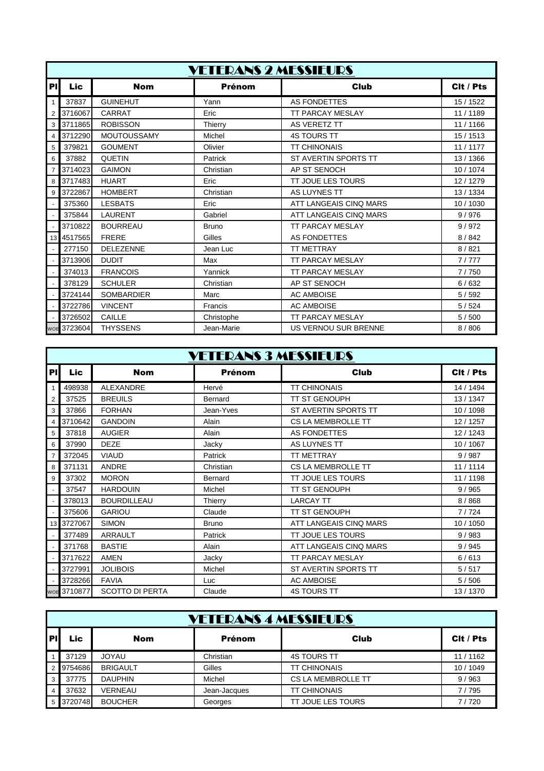## VETERANS 2 MESSIEURS

| Pl | Lic | Nom | Prénom | Club | Clt / Pts |
|---|---|---|---|---|---|
| 1 | 37837 | GUINEHUT | Yann | AS FONDETTES | 15 / 1522 |
| 2 | 3716067 | CARRAT | Eric | TT PARCAY MESLAY | 11 / 1189 |
| 3 | 3711865 | ROBISSON | Thierry | AS VERETZ TT | 11 / 1166 |
| 4 | 3712290 | MOUTOUSSAMY | Michel | 4S TOURS TT | 15 / 1513 |
| 5 | 379821 | GOUMENT | Olivier | TT CHINONAIS | 11 / 1177 |
| 6 | 37882 | QUETIN | Patrick | ST AVERTIN SPORTS TT | 13 / 1366 |
| 7 | 3714023 | GAIMON | Christian | AP ST SENOCH | 10 / 1074 |
| 8 | 3717483 | HUART | Eric | TT JOUE LES TOURS | 12 / 1279 |
| 9 | 3722867 | HOMBERT | Christian | AS LUYNES TT | 13 / 1334 |
| - | 375360 | LESBATS | Eric | ATT LANGEAIS CINQ MARS | 10 / 1030 |
| - | 375844 | LAURENT | Gabriel | ATT LANGEAIS CINQ MARS | 9 / 976 |
| - | 3710822 | BOURREAU | Bruno | TT PARCAY MESLAY | 9 / 972 |
| 13 | 4517565 | FRERE | Gilles | AS FONDETTES | 8 / 842 |
| - | 277150 | DELEZENNE | Jean Luc | TT METTRAY | 8 / 821 |
| - | 3713906 | DUDIT | Max | TT PARCAY MESLAY | 7 / 777 |
| - | 374013 | FRANCOIS | Yannick | TT PARCAY MESLAY | 7 / 750 |
| - | 378129 | SCHULER | Christian | AP ST SENOCH | 6 / 632 |
| - | 3724144 | SOMBARDIER | Marc | AC AMBOISE | 5 / 592 |
| - | 3722786 | VINCENT | Francis | AC AMBOISE | 5 / 524 |
| - | 3726502 | CAILLE | Christophe | TT PARCAY MESLAY | 5 / 500 |
| WOE | 3723604 | THYSSENS | Jean-Marie | US VERNOU SUR BRENNE | 8 / 806 |

## VETERANS 3 MESSIEURS

| Pl | Lic | Nom | Prénom | Club | Clt / Pts |
|---|---|---|---|---|---|
| 1 | 498938 | ALEXANDRE | Hervé | TT CHINONAIS | 14 / 1494 |
| 2 | 37525 | BREUILS | Bernard | TT ST GENOUPH | 13 / 1347 |
| 3 | 37866 | FORHAN | Jean-Yves | ST AVERTIN SPORTS TT | 10 / 1098 |
| 4 | 3710642 | GANDOIN | Alain | CS LA MEMBROLLE TT | 12 / 1257 |
| 5 | 37818 | AUGIER | Alain | AS FONDETTES | 12 / 1243 |
| 6 | 37990 | DEZE | Jacky | AS LUYNES TT | 10 / 1067 |
| 7 | 372045 | VIAUD | Patrick | TT METTRAY | 9 / 987 |
| 8 | 371131 | ANDRE | Christian | CS LA MEMBROLLE TT | 11 / 1114 |
| 9 | 37302 | MORON | Bernard | TT JOUE LES TOURS | 11 / 1198 |
| - | 37547 | HARDOUIN | Michel | TT ST GENOUPH | 9 / 965 |
| - | 378013 | BOURDILLEAU | Thierry | LARCAY TT | 8 / 868 |
| - | 375606 | GARIOU | Claude | TT ST GENOUPH | 7 / 724 |
| 13 | 3727067 | SIMON | Bruno | ATT LANGEAIS CINQ MARS | 10 / 1050 |
| - | 377489 | ARRAULT | Patrick | TT JOUE LES TOURS | 9 / 983 |
| - | 371768 | BASTIE | Alain | ATT LANGEAIS CINQ MARS | 9 / 945 |
| - | 3717622 | AMEN | Jacky | TT PARCAY MESLAY | 6 / 613 |
| - | 3727991 | JOLIBOIS | Michel | ST AVERTIN SPORTS TT | 5 / 517 |
| - | 3728266 | FAVIA | Luc | AC AMBOISE | 5 / 506 |
| WOE | 3710877 | SCOTTO DI PERTA | Claude | 4S TOURS TT | 13 / 1370 |

## VETERANS 4 MESSIEURS

| Pl | Lic | Nom | Prénom | Club | Clt / Pts |
|---|---|---|---|---|---|
| 1 | 37129 | JOYAU | Christian | 4S TOURS TT | 11 / 1162 |
| 2 | 9754686 | BRIGAULT | Gilles | TT CHINONAIS | 10 / 1049 |
| 3 | 37775 | DAUPHIN | Michel | CS LA MEMBROLLE TT | 9 / 963 |
| 4 | 37632 | VERNEAU | Jean-Jacques | TT CHINONAIS | 7 / 795 |
| 5 | 3720748 | BOUCHER | Georges | TT JOUE LES TOURS | 7 / 720 |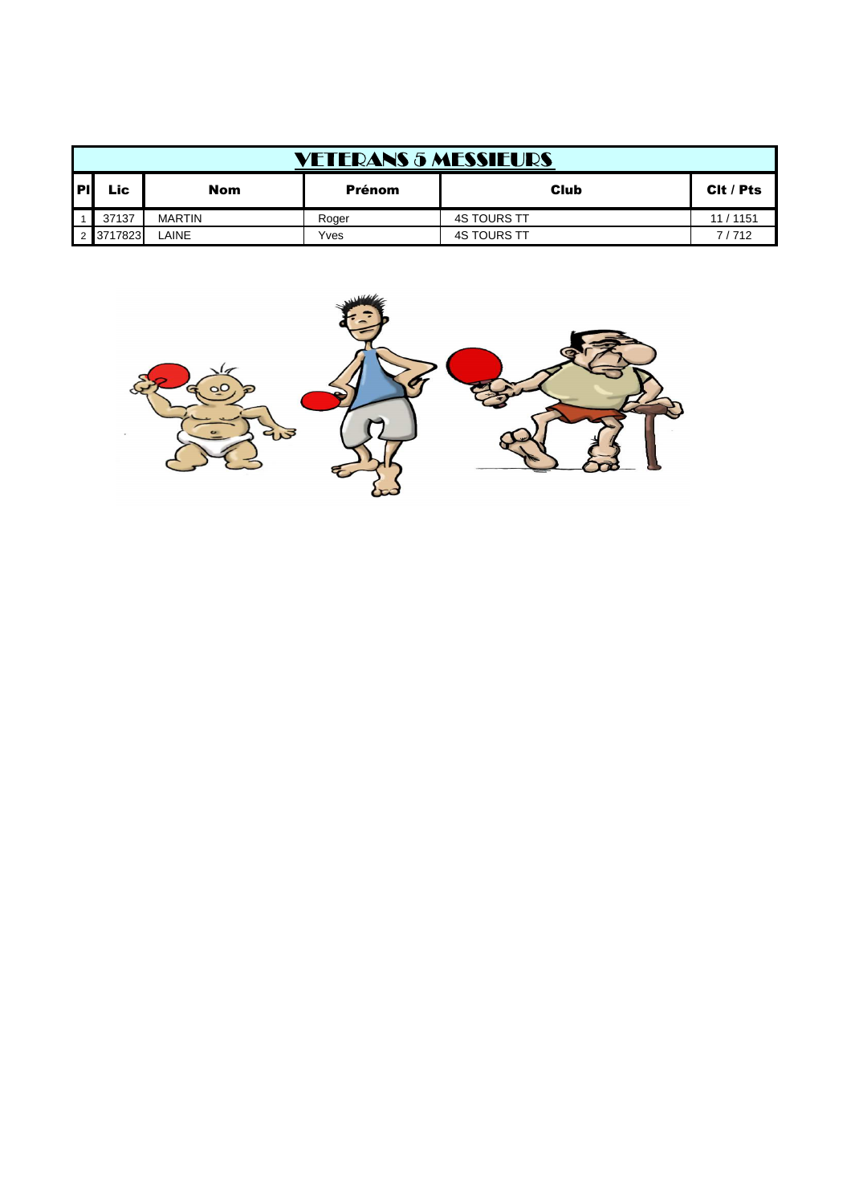| VETERANS 5 MESSIEURS | | | | | |
|---|---|---|---|---|---|
| **Pl** | **Lic** | **Nom** | **Prénom** | **Club** | **Clt / Pts** |
| 1 | 37137 | MARTIN | Roger | 4S TOURS TT | 11 / 1151 |
| 2 | 3717823 | LAINE | Yves | 4S TOURS TT | 7 / 712 |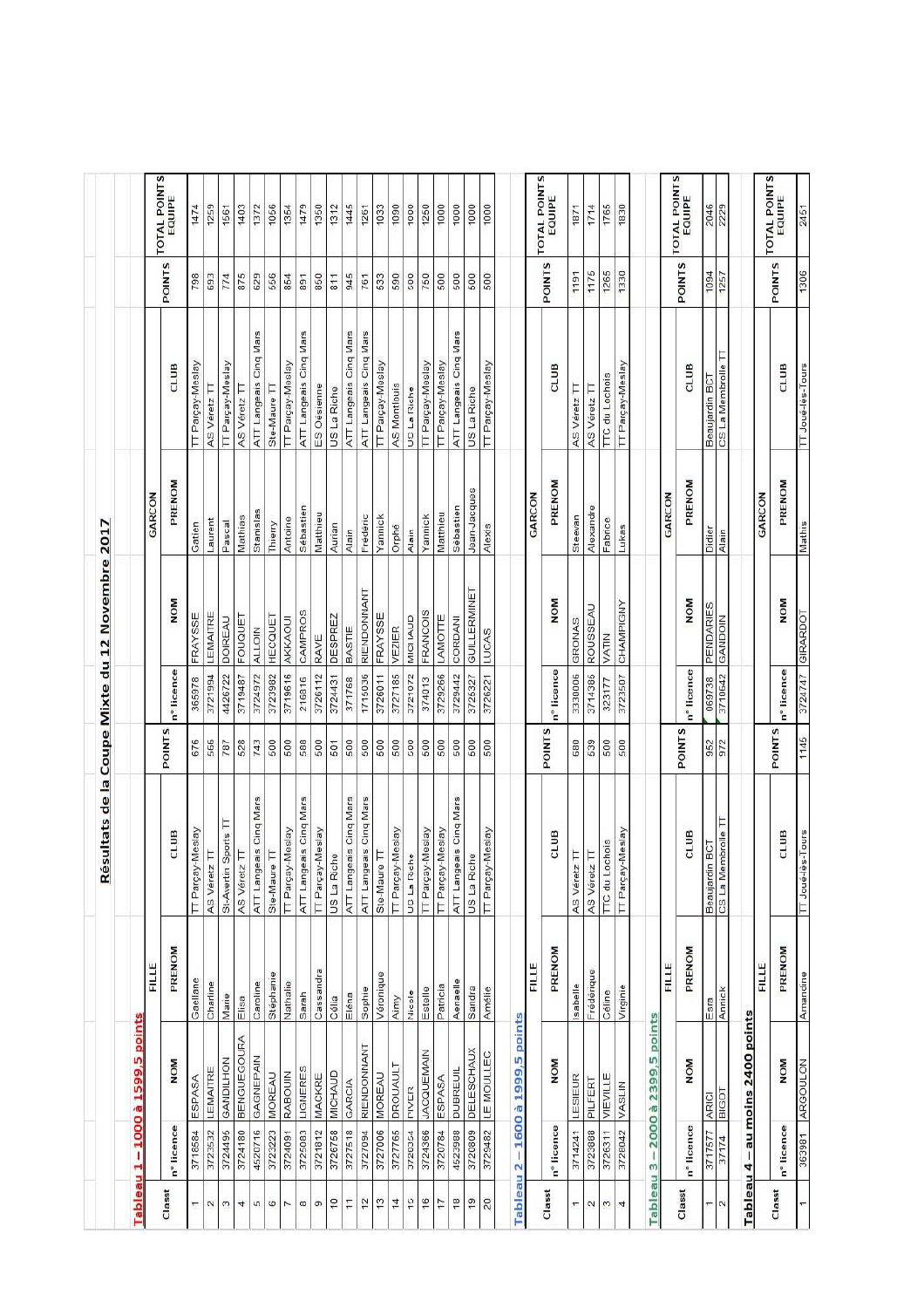# Résultats de la Coupe Mixte du 12 Novembre 2017

## Tableau 1 – 1000 à 1599,5 points

| Classt | FILLE | | | | | GARCON | | | | | TOTAL POINTS EQUIPE |
|---|---|---|---|---|---|---|---|---|---|---|---|
| | n° licence | NOM | PRENOM | CLUB | POINTS | n° licence | NOM | PRENOM | CLUB | POINTS | |
| 1 | 3718584 | ESPASA | Gaellane | TT Parçay-Meslay | 676 | 365978 | FRAYSSE | Gatien | TT Parçay-Meslay | 798 | 1474 |
| 2 | 3723532 | LEMAITRE | Charline | AS Véretz TT | 566 | 3721994 | LEMAITRE | Laurent | AS Véretz TT | 693 | 1259 |
| 3 | 3724495 | GANDILHON | Marie | St-Avertin Sports TT | 787 | 4426722 | DOIREAU | Pascal | TT Parçay-Meslay | 774 | 1561 |
| 4 | 3724180 | BENGUEGOURA | Elisa | AS Véretz TT | 528 | 3719487 | FOUQUET | Mathias | AS Véretz TT | 875 | 1403 |
| 5 | 4520716 | GAGNEPAIN | Caroline | ATT Langeais Cinq Mars | 743 | 3724972 | ALLOIN | Stanislas | ATT Langeais Cinq Mars | 629 | 1372 |
| 6 | 3723223 | MOREAU | Stéphanie | Ste-Maure TT | 500 | 3723982 | HECQUET | Thierry | Ste-Maure TT | 556 | 1056 |
| 7 | 3724091 | RABOUIN | Nathalie | TT Parçay-Meslay | 500 | 3719616 | AKKAOUI | Antoine | TT Parçay-Meslay | 854 | 1354 |
| 8 | 3725083 | LIGNERES | Sarah | ATT Langeais Cinq Mars | 588 | 216816 | CAMPROS | Sébastien | ATT Langeais Cinq Mars | 891 | 1479 |
| 9 | 3721812 | MACKRE | Cassandra | TT Parçay-Meslay | 500 | 3726112 | RAVE | Matthieu | ES Oésienne | 850 | 1350 |
| 10 | 3726758 | MICHAUD | Célia | US La Riche | 501 | 3724431 | DESPREZ | Aurian | US La Riche | 811 | 1312 |
| 11 | 3727518 | GARCIA | Eléna | ATT Langeais Cinq Mars | 500 | 371768 | BASTIE | Alain | ATT Langeais Cinq Mars | 945 | 1445 |
| 12 | 3727094 | RIENDONNANT | Sophie | ATT Langeais Cinq Mars | 500 | 1715036 | RIENDONNANT | Frédéric | ATT Langeais Cinq Mars | 761 | 1261 |
| 13 | 3727006 | MOREAU | Véronique | Ste-Maure TT | 500 | 3726011 | FRAYSSE | Yannick | TT Parçay-Meslay | 533 | 1033 |
| 14 | 3727765 | DROUAULT | Amy | TT Parçay-Meslay | 500 | 3727185 | VEZIER | Orphé | AS Montlouis | 590 | 1090 |
| 15 | 3726354 | PIVER | Nicole | US La Riche | 500 | 3721072 | MICHAUD | Alain | US La Riche | 500 | 1000 |
| 16 | 3724366 | JACQUEMAIN | Estelle | TT Parçay-Meslay | 500 | 374013 | FRANCOIS | Yannick | TT Parçay-Meslay | 750 | 1250 |
| 17 | 3720784 | ESPASA | Patricia | TT Parçay-Meslay | 500 | 3729266 | LAMOTTE | Matthieu | TT Parçay-Meslay | 500 | 1000 |
| 18 | 4522988 | DUBREUIL | Aenaelle | ATT Langeais Cinq Mars | 500 | 3729442 | CORDANI | Sébastien | ATT Langeais Cinq Mars | 500 | 1000 |
| 19 | 3720809 | DELESCHAUX | Sandra | US La Riche | 500 | 3726327 | GUILLERMINET | Jean-Jacques | US La Riche | 500 | 1000 |
| 20 | 3729482 | LE MOULLEC | Amélie | TT Parçay-Meslay | 500 | 3726221 | LUCAS | Alexis | TT Parçay-Meslay | 500 | 1000 |

## Tableau 2 – 1600 à 1999,5 points

| Classt | FILLE | | | | | GARCON | | | | | TOTAL POINTS EQUIPE |
|---|---|---|---|---|---|---|---|---|---|---|---|
| | n° licence | NOM | PRENOM | CLUB | POINTS | n° licence | NOM | PRENOM | CLUB | POINTS | |
| 1 | 3714241 | LESIEUR | Isabelle | AS Véretz TT | 680 | 3330006 | GRONAS | Steevan | AS Véretz TT | 1191 | 1871 |
| 2 | 3723888 | PILFERT | Frédérique | AS Véretz TT | 539 | 3714386 | ROUSSEAU | Alexandre | AS Véretz TT | 1175 | 1714 |
| 3 | 3726311 | VIEVILLE | Céline | TTC du Lochois | 500 | 323177 | VATIN | Fabrice | TTC du Lochois | 1265 | 1765 |
| 4 | 3728042 | VASLIN | Virginie | TT Parçay-Meslay | 500 | 3723507 | CHAMPIGNY | Lukas | TT Parçay-Meslay | 1330 | 1830 |

## Tableau 3 – 2000 à 2399,5 points

| Classt | FILLE | | | | | GARCON | | | | | TOTAL POINTS EQUIPE |
|---|---|---|---|---|---|---|---|---|---|---|---|
| | n° licence | NOM | PRENOM | CLUB | POINTS | n° licence | NOM | PRENOM | CLUB | POINTS | |
| 1 | 3717577 | ARICI | Esra | Beaujardin BCT | 952 | 069738 | PENDARIES | Didier | Beaujardin BCT | 1094 | 2046 |
| 2 | 37174 | BIGOT | Annick | CS La Membrolle TT | 972 | 3710642 | GAUDOIN | Alain | CS La Membrolle TT | 1257 | 2229 |

## Tableau 4 – au moins 2400 points

| Classt | FILLE | | | | | GARCON | | | | | TOTAL POINTS EQUIPE |
|---|---|---|---|---|---|---|---|---|---|---|---|
| | n° licence | NOM | PRENOM | CLUB | POINTS | n° licence | NOM | PRENOM | CLUB | POINTS | |
| 1 | 363981 | ARGOULON | Amandine | TT Joué-lès-Tours | 1145 | 3724747 | GIRARDOT | Mathis | TT Joué-lès-Tours | 1306 | 2451 |